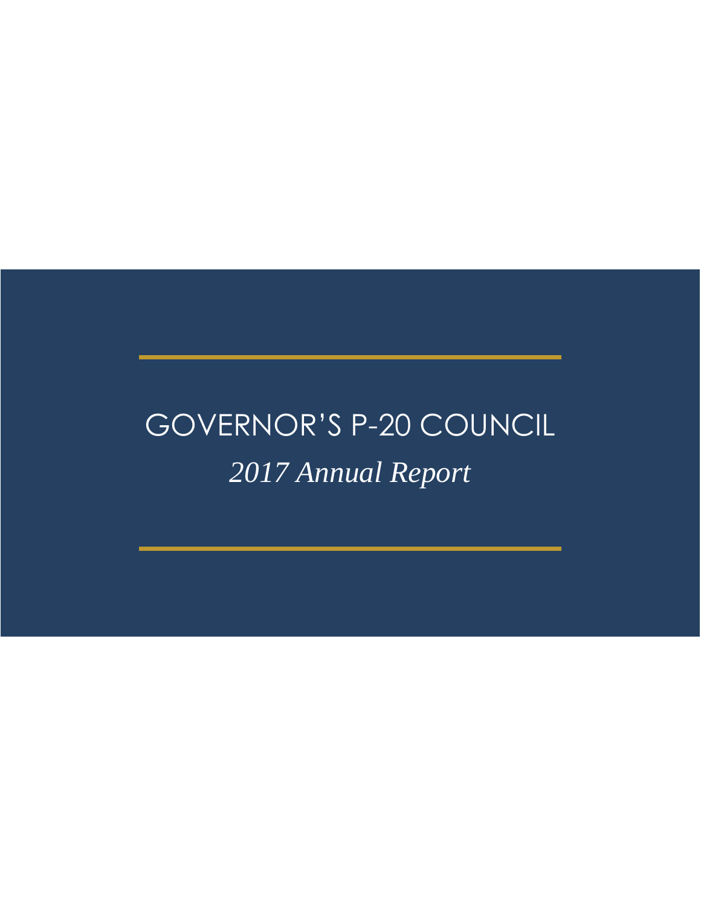# GOVERNOR'S P-20 COUNCIL

*2017 Annual Report*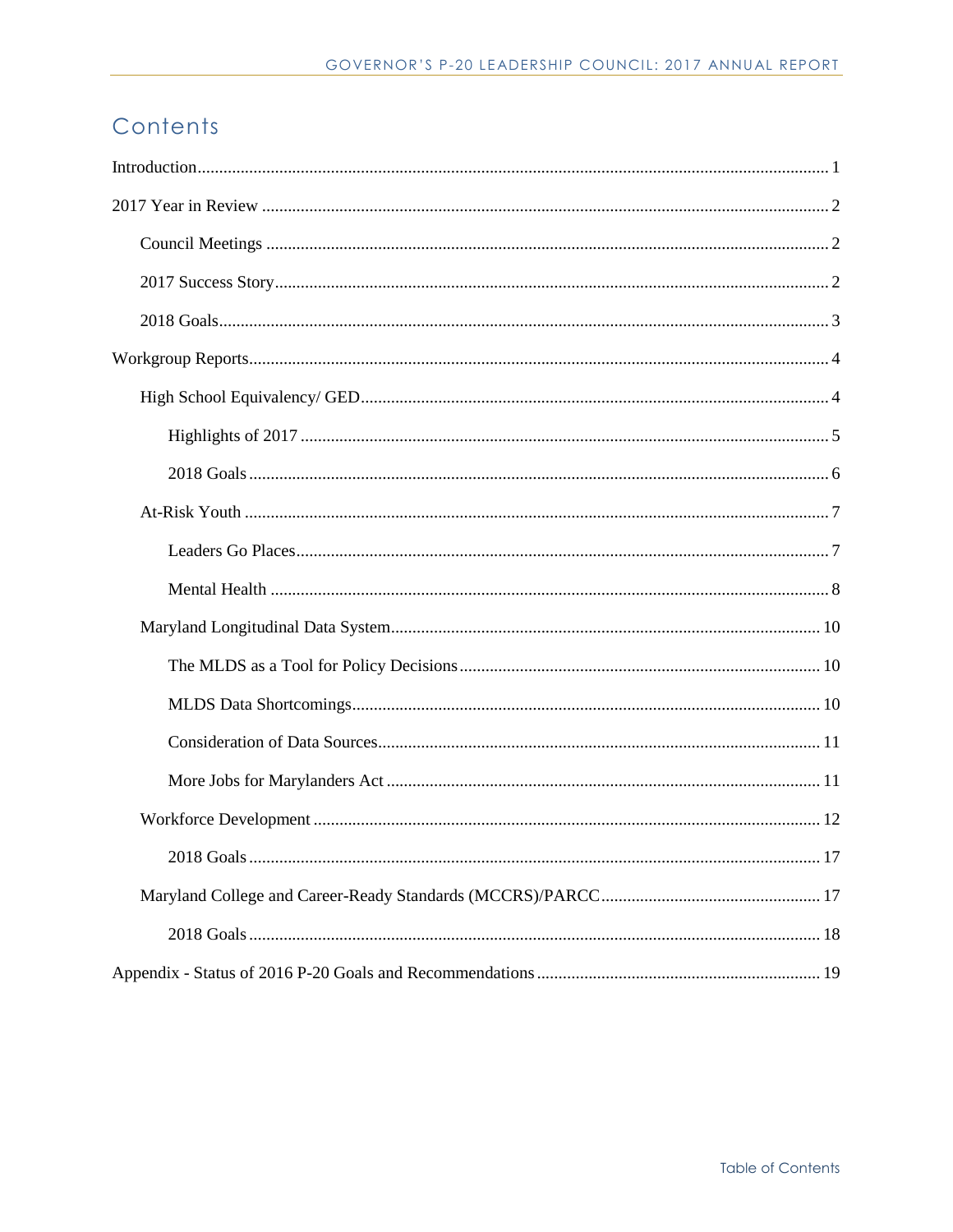# Contents

Introduction................................................................................................................................ 1

2017 Year in Review .................................................................................................................. 2

- Council Meetings ................................................................................................................. 2
- 2017 Success Story............................................................................................................... 2
- 2018 Goals............................................................................................................................ 3

Workgroup Reports..................................................................................................................... 4

- High School Equivalency/ GED........................................................................................... 4
  - Highlights of 2017 ......................................................................................................... 5
  - 2018 Goals ..................................................................................................................... 6
- At-Risk Youth ...................................................................................................................... 7
  - Leaders Go Places.......................................................................................................... 7
  - Mental Health ................................................................................................................ 8
- Maryland Longitudinal Data System................................................................................... 10
  - The MLDS as a Tool for Policy Decisions.................................................................. 10
  - MLDS Data Shortcomings........................................................................................... 10
  - Consideration of Data Sources..................................................................................... 11
  - More Jobs for Marylanders Act ................................................................................... 11
- Workforce Development .................................................................................................... 12
  - 2018 Goals ................................................................................................................... 17
- Maryland College and Career-Ready Standards (MCCRS)/PARCC.................................. 17
  - 2018 Goals ................................................................................................................... 18

Appendix - Status of 2016 P-20 Goals and Recommendations ................................................. 19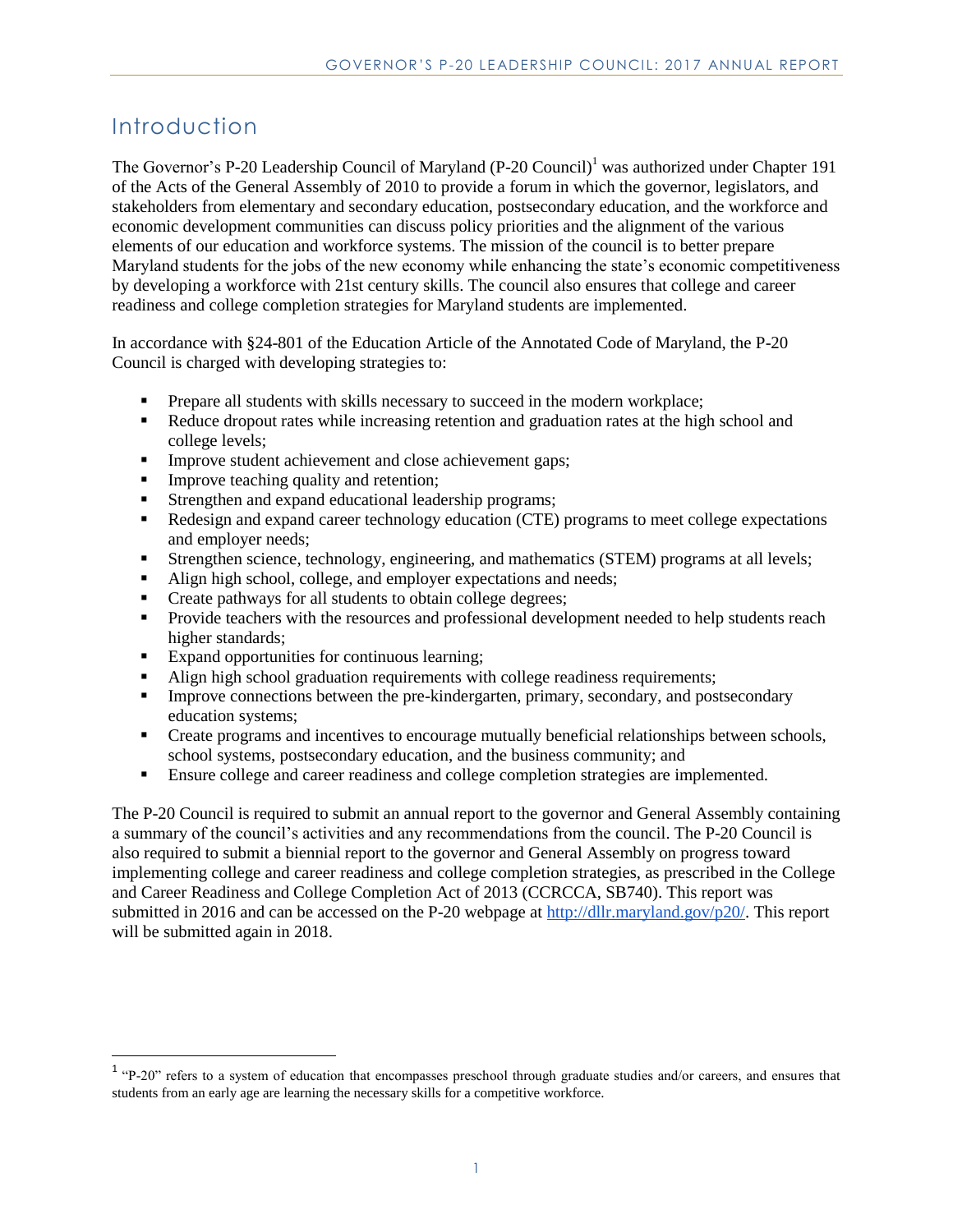# Introduction

The Governor's P-20 Leadership Council of Maryland (P-20 Council)[1] was authorized under Chapter 191 of the Acts of the General Assembly of 2010 to provide a forum in which the governor, legislators, and stakeholders from elementary and secondary education, postsecondary education, and the workforce and economic development communities can discuss policy priorities and the alignment of the various elements of our education and workforce systems. The mission of the council is to better prepare Maryland students for the jobs of the new economy while enhancing the state's economic competitiveness by developing a workforce with 21st century skills. The council also ensures that college and career readiness and college completion strategies for Maryland students are implemented.

In accordance with §24-801 of the Education Article of the Annotated Code of Maryland, the P-20 Council is charged with developing strategies to:

- Prepare all students with skills necessary to succeed in the modern workplace;
- Reduce dropout rates while increasing retention and graduation rates at the high school and college levels;
- Improve student achievement and close achievement gaps;
- Improve teaching quality and retention;
- Strengthen and expand educational leadership programs;
- Redesign and expand career technology education (CTE) programs to meet college expectations and employer needs;
- Strengthen science, technology, engineering, and mathematics (STEM) programs at all levels;
- Align high school, college, and employer expectations and needs;
- Create pathways for all students to obtain college degrees;
- Provide teachers with the resources and professional development needed to help students reach higher standards;
- Expand opportunities for continuous learning;
- Align high school graduation requirements with college readiness requirements;
- Improve connections between the pre-kindergarten, primary, secondary, and postsecondary education systems;
- Create programs and incentives to encourage mutually beneficial relationships between schools, school systems, postsecondary education, and the business community; and
- Ensure college and career readiness and college completion strategies are implemented.

The P-20 Council is required to submit an annual report to the governor and General Assembly containing a summary of the council's activities and any recommendations from the council. The P-20 Council is also required to submit a biennial report to the governor and General Assembly on progress toward implementing college and career readiness and college completion strategies, as prescribed in the College and Career Readiness and College Completion Act of 2013 (CCRCCA, SB740). This report was submitted in 2016 and can be accessed on the P-20 webpage at http://dllr.maryland.gov/p20/. This report will be submitted again in 2018.

---

[1] "P-20" refers to a system of education that encompasses preschool through graduate studies and/or careers, and ensures that students from an early age are learning the necessary skills for a competitive workforce.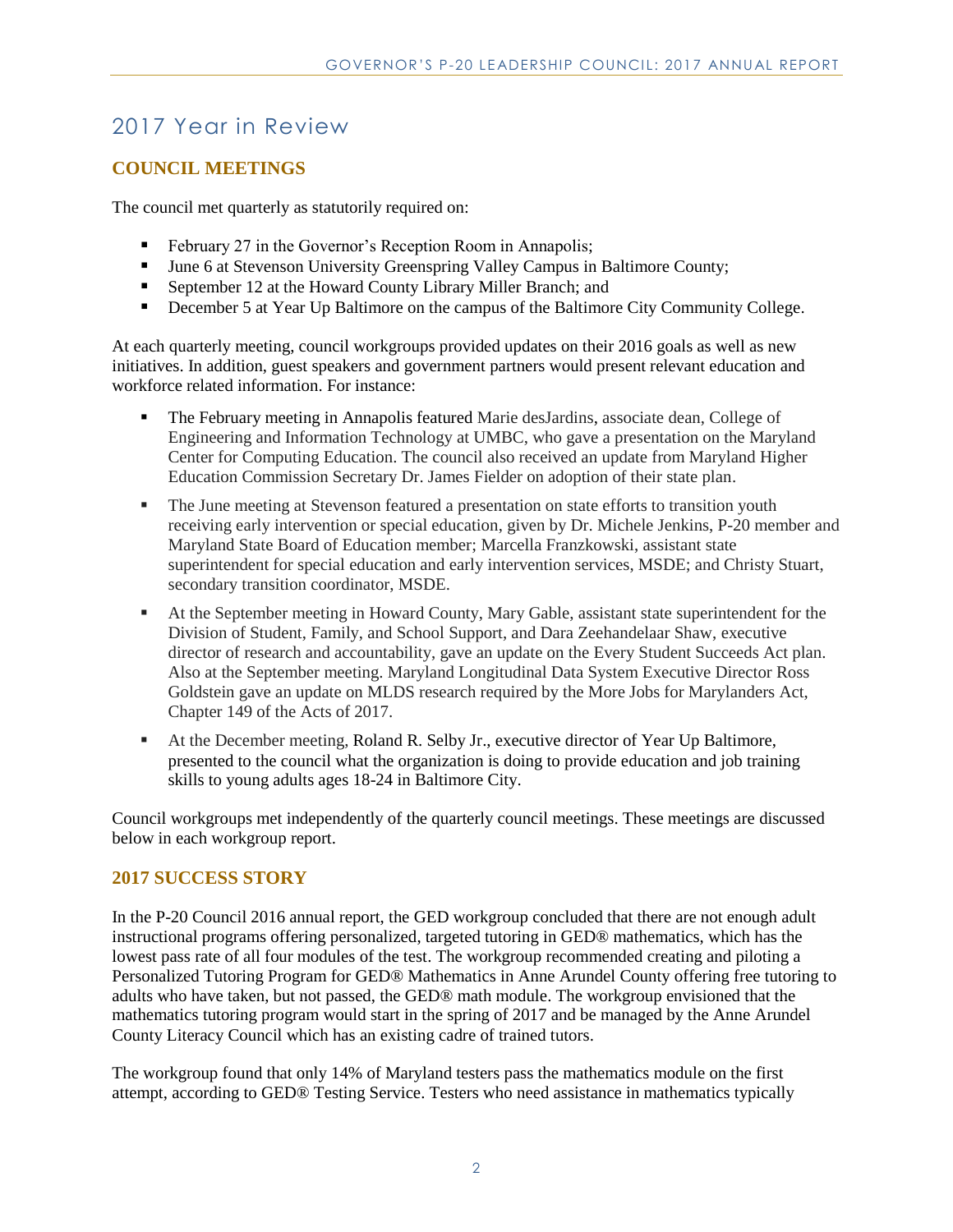# 2017 Year in Review

## COUNCIL MEETINGS

The council met quarterly as statutorily required on:

- February 27 in the Governor's Reception Room in Annapolis;
- June 6 at Stevenson University Greenspring Valley Campus in Baltimore County;
- September 12 at the Howard County Library Miller Branch; and
- December 5 at Year Up Baltimore on the campus of the Baltimore City Community College.

At each quarterly meeting, council workgroups provided updates on their 2016 goals as well as new initiatives. In addition, guest speakers and government partners would present relevant education and workforce related information. For instance:

- The February meeting in Annapolis featured Marie desJardins, associate dean, College of Engineering and Information Technology at UMBC, who gave a presentation on the Maryland Center for Computing Education. The council also received an update from Maryland Higher Education Commission Secretary Dr. James Fielder on adoption of their state plan.
- The June meeting at Stevenson featured a presentation on state efforts to transition youth receiving early intervention or special education, given by Dr. Michele Jenkins, P-20 member and Maryland State Board of Education member; Marcella Franzkowski, assistant state superintendent for special education and early intervention services, MSDE; and Christy Stuart, secondary transition coordinator, MSDE.
- At the September meeting in Howard County, Mary Gable, assistant state superintendent for the Division of Student, Family, and School Support, and Dara Zeehandelaar Shaw, executive director of research and accountability, gave an update on the Every Student Succeeds Act plan. Also at the September meeting. Maryland Longitudinal Data System Executive Director Ross Goldstein gave an update on MLDS research required by the More Jobs for Marylanders Act, Chapter 149 of the Acts of 2017.
- At the December meeting, Roland R. Selby Jr., executive director of Year Up Baltimore, presented to the council what the organization is doing to provide education and job training skills to young adults ages 18-24 in Baltimore City.

Council workgroups met independently of the quarterly council meetings. These meetings are discussed below in each workgroup report.

## 2017 SUCCESS STORY

In the P-20 Council 2016 annual report, the GED workgroup concluded that there are not enough adult instructional programs offering personalized, targeted tutoring in GED® mathematics, which has the lowest pass rate of all four modules of the test. The workgroup recommended creating and piloting a Personalized Tutoring Program for GED® Mathematics in Anne Arundel County offering free tutoring to adults who have taken, but not passed, the GED® math module. The workgroup envisioned that the mathematics tutoring program would start in the spring of 2017 and be managed by the Anne Arundel County Literacy Council which has an existing cadre of trained tutors.

The workgroup found that only 14% of Maryland testers pass the mathematics module on the first attempt, according to GED® Testing Service. Testers who need assistance in mathematics typically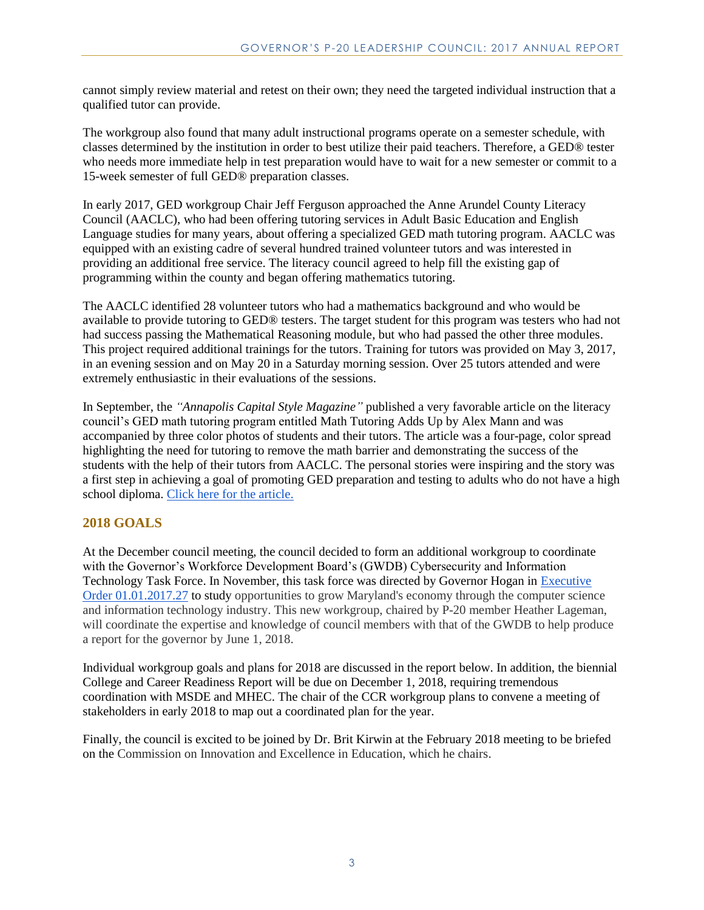cannot simply review material and retest on their own; they need the targeted individual instruction that a qualified tutor can provide.

The workgroup also found that many adult instructional programs operate on a semester schedule, with classes determined by the institution in order to best utilize their paid teachers. Therefore, a GED® tester who needs more immediate help in test preparation would have to wait for a new semester or commit to a 15-week semester of full GED® preparation classes.

In early 2017, GED workgroup Chair Jeff Ferguson approached the Anne Arundel County Literacy Council (AACLC), who had been offering tutoring services in Adult Basic Education and English Language studies for many years, about offering a specialized GED math tutoring program. AACLC was equipped with an existing cadre of several hundred trained volunteer tutors and was interested in providing an additional free service. The literacy council agreed to help fill the existing gap of programming within the county and began offering mathematics tutoring.

The AACLC identified 28 volunteer tutors who had a mathematics background and who would be available to provide tutoring to GED® testers. The target student for this program was testers who had not had success passing the Mathematical Reasoning module, but who had passed the other three modules. This project required additional trainings for the tutors. Training for tutors was provided on May 3, 2017, in an evening session and on May 20 in a Saturday morning session. Over 25 tutors attended and were extremely enthusiastic in their evaluations of the sessions.

In September, the *"Annapolis Capital Style Magazine"* published a very favorable article on the literacy council's GED math tutoring program entitled Math Tutoring Adds Up by Alex Mann and was accompanied by three color photos of students and their tutors. The article was a four-page, color spread highlighting the need for tutoring to remove the math barrier and demonstrating the success of the students with the help of their tutors from AACLC. The personal stories were inspiring and the story was a first step in achieving a goal of promoting GED preparation and testing to adults who do not have a high school diploma. Click here for the article.

## 2018 GOALS

At the December council meeting, the council decided to form an additional workgroup to coordinate with the Governor's Workforce Development Board's (GWDB) Cybersecurity and Information Technology Task Force. In November, this task force was directed by Governor Hogan in Executive Order 01.01.2017.27 to study opportunities to grow Maryland's economy through the computer science and information technology industry. This new workgroup, chaired by P-20 member Heather Lageman, will coordinate the expertise and knowledge of council members with that of the GWDB to help produce a report for the governor by June 1, 2018.

Individual workgroup goals and plans for 2018 are discussed in the report below. In addition, the biennial College and Career Readiness Report will be due on December 1, 2018, requiring tremendous coordination with MSDE and MHEC. The chair of the CCR workgroup plans to convene a meeting of stakeholders in early 2018 to map out a coordinated plan for the year.

Finally, the council is excited to be joined by Dr. Brit Kirwin at the February 2018 meeting to be briefed on the Commission on Innovation and Excellence in Education, which he chairs.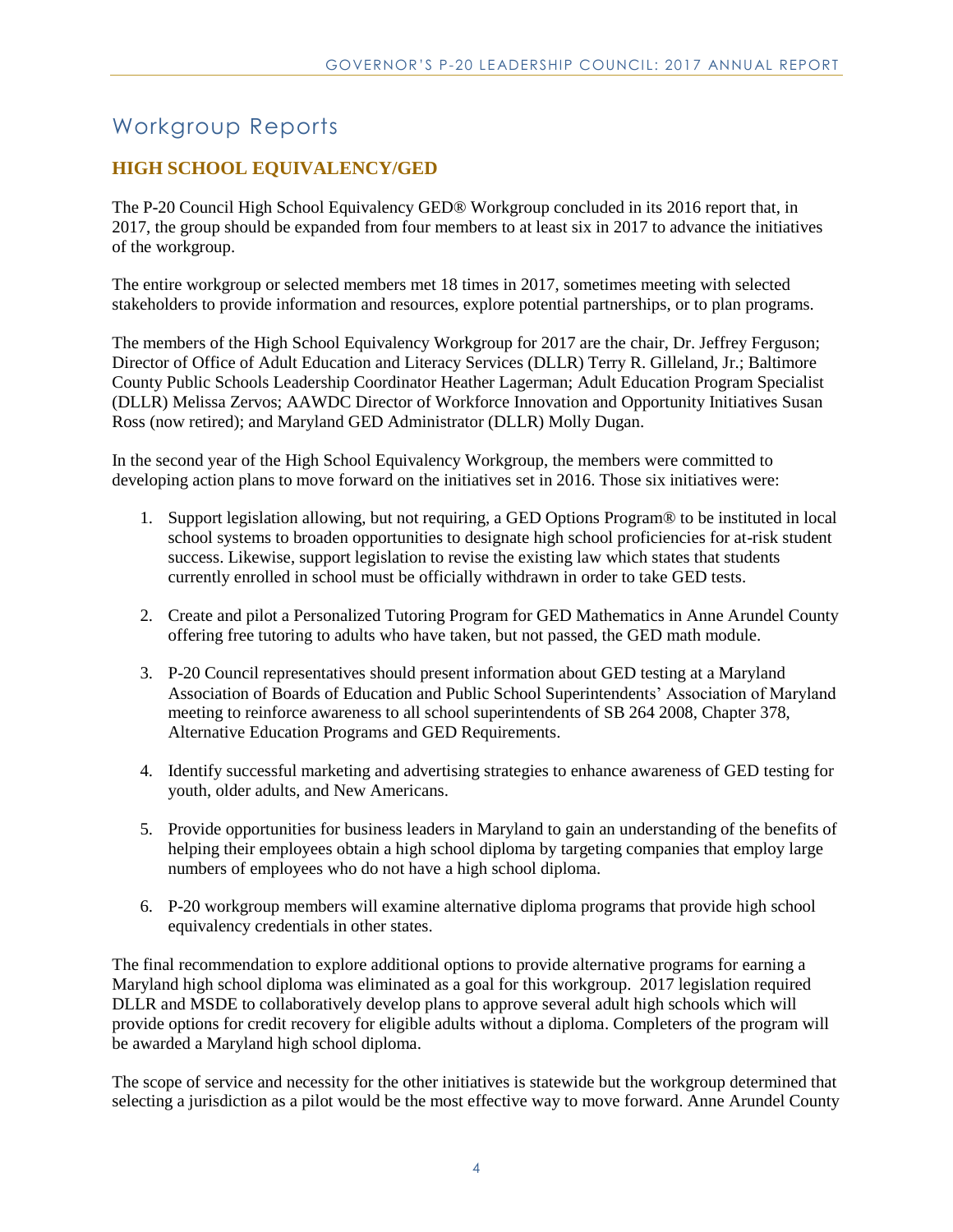# Workgroup Reports

## HIGH SCHOOL EQUIVALENCY/GED

The P-20 Council High School Equivalency GED® Workgroup concluded in its 2016 report that, in 2017, the group should be expanded from four members to at least six in 2017 to advance the initiatives of the workgroup.

The entire workgroup or selected members met 18 times in 2017, sometimes meeting with selected stakeholders to provide information and resources, explore potential partnerships, or to plan programs.

The members of the High School Equivalency Workgroup for 2017 are the chair, Dr. Jeffrey Ferguson; Director of Office of Adult Education and Literacy Services (DLLR) Terry R. Gilleland, Jr.; Baltimore County Public Schools Leadership Coordinator Heather Lagerman; Adult Education Program Specialist (DLLR) Melissa Zervos; AAWDC Director of Workforce Innovation and Opportunity Initiatives Susan Ross (now retired); and Maryland GED Administrator (DLLR) Molly Dugan.

In the second year of the High School Equivalency Workgroup, the members were committed to developing action plans to move forward on the initiatives set in 2016. Those six initiatives were:

1. Support legislation allowing, but not requiring, a GED Options Program® to be instituted in local school systems to broaden opportunities to designate high school proficiencies for at-risk student success. Likewise, support legislation to revise the existing law which states that students currently enrolled in school must be officially withdrawn in order to take GED tests.

2. Create and pilot a Personalized Tutoring Program for GED Mathematics in Anne Arundel County offering free tutoring to adults who have taken, but not passed, the GED math module.

3. P-20 Council representatives should present information about GED testing at a Maryland Association of Boards of Education and Public School Superintendents' Association of Maryland meeting to reinforce awareness to all school superintendents of SB 264 2008, Chapter 378, Alternative Education Programs and GED Requirements.

4. Identify successful marketing and advertising strategies to enhance awareness of GED testing for youth, older adults, and New Americans.

5. Provide opportunities for business leaders in Maryland to gain an understanding of the benefits of helping their employees obtain a high school diploma by targeting companies that employ large numbers of employees who do not have a high school diploma.

6. P-20 workgroup members will examine alternative diploma programs that provide high school equivalency credentials in other states.

The final recommendation to explore additional options to provide alternative programs for earning a Maryland high school diploma was eliminated as a goal for this workgroup. 2017 legislation required DLLR and MSDE to collaboratively develop plans to approve several adult high schools which will provide options for credit recovery for eligible adults without a diploma. Completers of the program will be awarded a Maryland high school diploma.

The scope of service and necessity for the other initiatives is statewide but the workgroup determined that selecting a jurisdiction as a pilot would be the most effective way to move forward. Anne Arundel County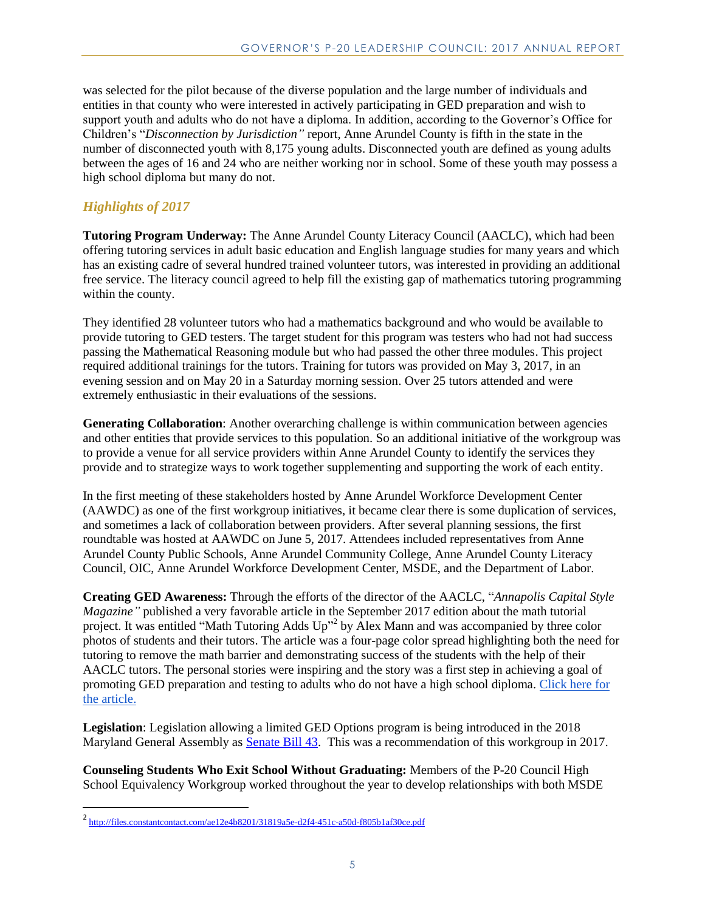was selected for the pilot because of the diverse population and the large number of individuals and entities in that county who were interested in actively participating in GED preparation and wish to support youth and adults who do not have a diploma. In addition, according to the Governor's Office for Children's "*Disconnection by Jurisdiction"* report, Anne Arundel County is fifth in the state in the number of disconnected youth with 8,175 young adults. Disconnected youth are defined as young adults between the ages of 16 and 24 who are neither working nor in school. Some of these youth may possess a high school diploma but many do not.

### *Highlights of 2017*

**Tutoring Program Underway:** The Anne Arundel County Literacy Council (AACLC), which had been offering tutoring services in adult basic education and English language studies for many years and which has an existing cadre of several hundred trained volunteer tutors, was interested in providing an additional free service. The literacy council agreed to help fill the existing gap of mathematics tutoring programming within the county.

They identified 28 volunteer tutors who had a mathematics background and who would be available to provide tutoring to GED testers. The target student for this program was testers who had not had success passing the Mathematical Reasoning module but who had passed the other three modules. This project required additional trainings for the tutors. Training for tutors was provided on May 3, 2017, in an evening session and on May 20 in a Saturday morning session. Over 25 tutors attended and were extremely enthusiastic in their evaluations of the sessions.

**Generating Collaboration**: Another overarching challenge is within communication between agencies and other entities that provide services to this population. So an additional initiative of the workgroup was to provide a venue for all service providers within Anne Arundel County to identify the services they provide and to strategize ways to work together supplementing and supporting the work of each entity.

In the first meeting of these stakeholders hosted by Anne Arundel Workforce Development Center (AAWDC) as one of the first workgroup initiatives, it became clear there is some duplication of services, and sometimes a lack of collaboration between providers. After several planning sessions, the first roundtable was hosted at AAWDC on June 5, 2017. Attendees included representatives from Anne Arundel County Public Schools, Anne Arundel Community College, Anne Arundel County Literacy Council, OIC, Anne Arundel Workforce Development Center, MSDE, and the Department of Labor.

**Creating GED Awareness:** Through the efforts of the director of the AACLC, "*Annapolis Capital Style Magazine"* published a very favorable article in the September 2017 edition about the math tutorial project. It was entitled "Math Tutoring Adds Up"[2] by Alex Mann and was accompanied by three color photos of students and their tutors. The article was a four-page color spread highlighting both the need for tutoring to remove the math barrier and demonstrating success of the students with the help of their AACLC tutors. The personal stories were inspiring and the story was a first step in achieving a goal of promoting GED preparation and testing to adults who do not have a high school diploma. Click here for the article.

**Legislation**: Legislation allowing a limited GED Options program is being introduced in the 2018 Maryland General Assembly as Senate Bill 43. This was a recommendation of this workgroup in 2017.

**Counseling Students Who Exit School Without Graduating:** Members of the P-20 Council High School Equivalency Workgroup worked throughout the year to develop relationships with both MSDE

---

[2] http://files.constantcontact.com/ae12e4b8201/31819a5e-d2f4-451c-a50d-f805b1af30ce.pdf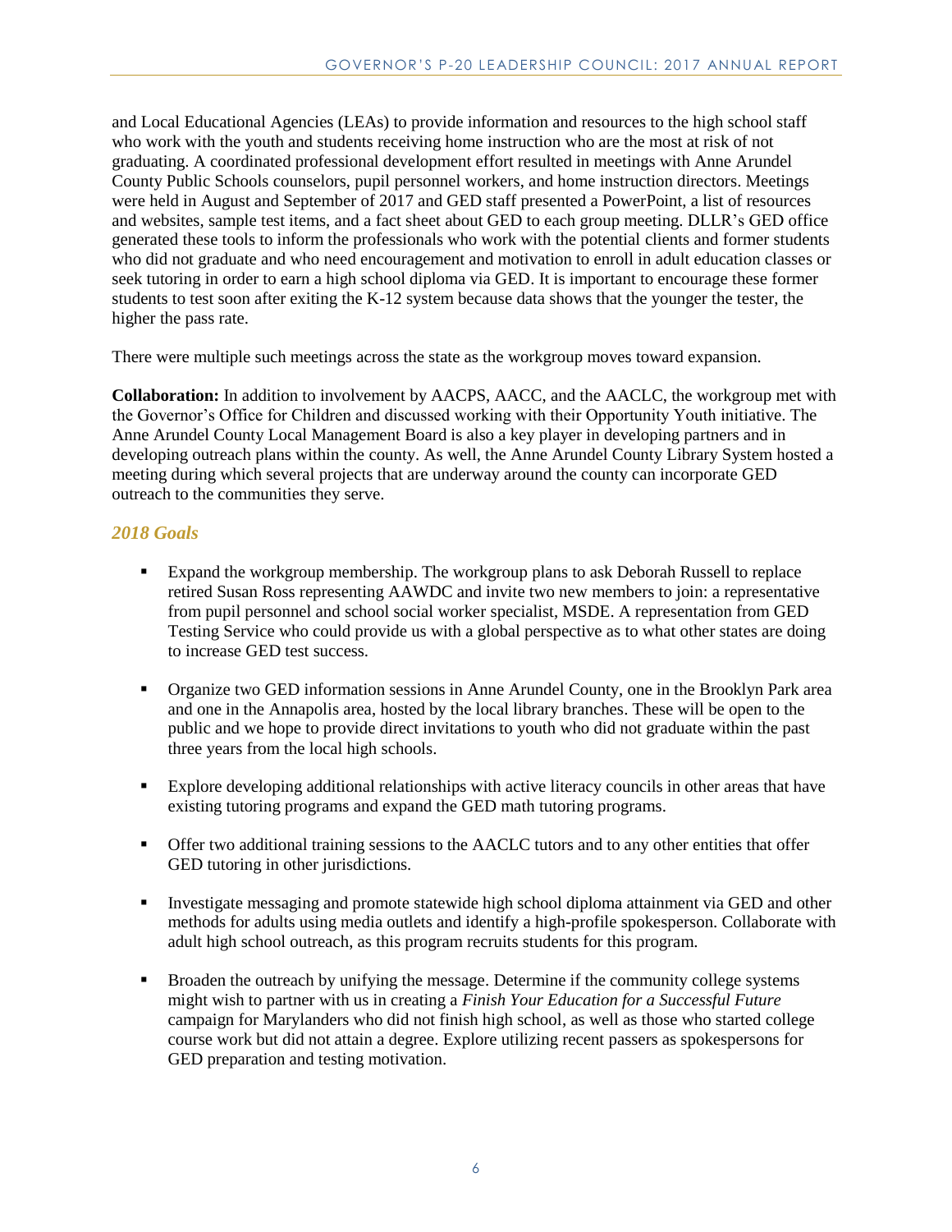and Local Educational Agencies (LEAs) to provide information and resources to the high school staff who work with the youth and students receiving home instruction who are the most at risk of not graduating. A coordinated professional development effort resulted in meetings with Anne Arundel County Public Schools counselors, pupil personnel workers, and home instruction directors. Meetings were held in August and September of 2017 and GED staff presented a PowerPoint, a list of resources and websites, sample test items, and a fact sheet about GED to each group meeting. DLLR's GED office generated these tools to inform the professionals who work with the potential clients and former students who did not graduate and who need encouragement and motivation to enroll in adult education classes or seek tutoring in order to earn a high school diploma via GED. It is important to encourage these former students to test soon after exiting the K-12 system because data shows that the younger the tester, the higher the pass rate.

There were multiple such meetings across the state as the workgroup moves toward expansion.

**Collaboration:** In addition to involvement by AACPS, AACC, and the AACLC, the workgroup met with the Governor's Office for Children and discussed working with their Opportunity Youth initiative. The Anne Arundel County Local Management Board is also a key player in developing partners and in developing outreach plans within the county. As well, the Anne Arundel County Library System hosted a meeting during which several projects that are underway around the county can incorporate GED outreach to the communities they serve.

### *2018 Goals*

- Expand the workgroup membership. The workgroup plans to ask Deborah Russell to replace retired Susan Ross representing AAWDC and invite two new members to join: a representative from pupil personnel and school social worker specialist, MSDE. A representation from GED Testing Service who could provide us with a global perspective as to what other states are doing to increase GED test success.

- Organize two GED information sessions in Anne Arundel County, one in the Brooklyn Park area and one in the Annapolis area, hosted by the local library branches. These will be open to the public and we hope to provide direct invitations to youth who did not graduate within the past three years from the local high schools.

- Explore developing additional relationships with active literacy councils in other areas that have existing tutoring programs and expand the GED math tutoring programs.

- Offer two additional training sessions to the AACLC tutors and to any other entities that offer GED tutoring in other jurisdictions.

- Investigate messaging and promote statewide high school diploma attainment via GED and other methods for adults using media outlets and identify a high-profile spokesperson. Collaborate with adult high school outreach, as this program recruits students for this program.

- Broaden the outreach by unifying the message. Determine if the community college systems might wish to partner with us in creating a *Finish Your Education for a Successful Future* campaign for Marylanders who did not finish high school, as well as those who started college course work but did not attain a degree. Explore utilizing recent passers as spokespersons for GED preparation and testing motivation.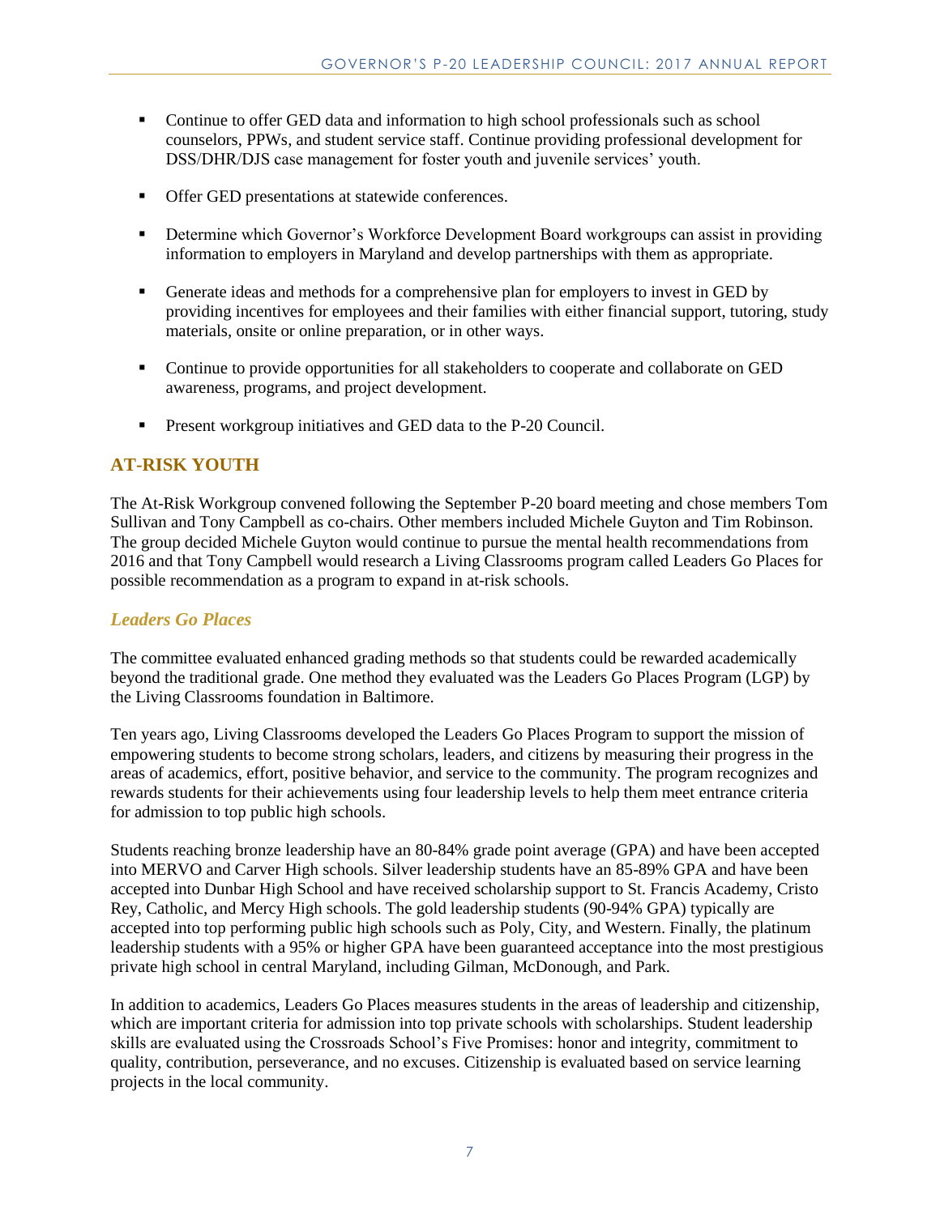- Continue to offer GED data and information to high school professionals such as school counselors, PPWs, and student service staff. Continue providing professional development for DSS/DHR/DJS case management for foster youth and juvenile services' youth.

- Offer GED presentations at statewide conferences.

- Determine which Governor's Workforce Development Board workgroups can assist in providing information to employers in Maryland and develop partnerships with them as appropriate.

- Generate ideas and methods for a comprehensive plan for employers to invest in GED by providing incentives for employees and their families with either financial support, tutoring, study materials, onsite or online preparation, or in other ways.

- Continue to provide opportunities for all stakeholders to cooperate and collaborate on GED awareness, programs, and project development.

- Present workgroup initiatives and GED data to the P-20 Council.

## AT-RISK YOUTH

The At-Risk Workgroup convened following the September P-20 board meeting and chose members Tom Sullivan and Tony Campbell as co-chairs. Other members included Michele Guyton and Tim Robinson. The group decided Michele Guyton would continue to pursue the mental health recommendations from 2016 and that Tony Campbell would research a Living Classrooms program called Leaders Go Places for possible recommendation as a program to expand in at-risk schools.

### *Leaders Go Places*

The committee evaluated enhanced grading methods so that students could be rewarded academically beyond the traditional grade. One method they evaluated was the Leaders Go Places Program (LGP) by the Living Classrooms foundation in Baltimore.

Ten years ago, Living Classrooms developed the Leaders Go Places Program to support the mission of empowering students to become strong scholars, leaders, and citizens by measuring their progress in the areas of academics, effort, positive behavior, and service to the community. The program recognizes and rewards students for their achievements using four leadership levels to help them meet entrance criteria for admission to top public high schools.

Students reaching bronze leadership have an 80-84% grade point average (GPA) and have been accepted into MERVO and Carver High schools. Silver leadership students have an 85-89% GPA and have been accepted into Dunbar High School and have received scholarship support to St. Francis Academy, Cristo Rey, Catholic, and Mercy High schools. The gold leadership students (90-94% GPA) typically are accepted into top performing public high schools such as Poly, City, and Western. Finally, the platinum leadership students with a 95% or higher GPA have been guaranteed acceptance into the most prestigious private high school in central Maryland, including Gilman, McDonough, and Park.

In addition to academics, Leaders Go Places measures students in the areas of leadership and citizenship, which are important criteria for admission into top private schools with scholarships. Student leadership skills are evaluated using the Crossroads School's Five Promises: honor and integrity, commitment to quality, contribution, perseverance, and no excuses. Citizenship is evaluated based on service learning projects in the local community.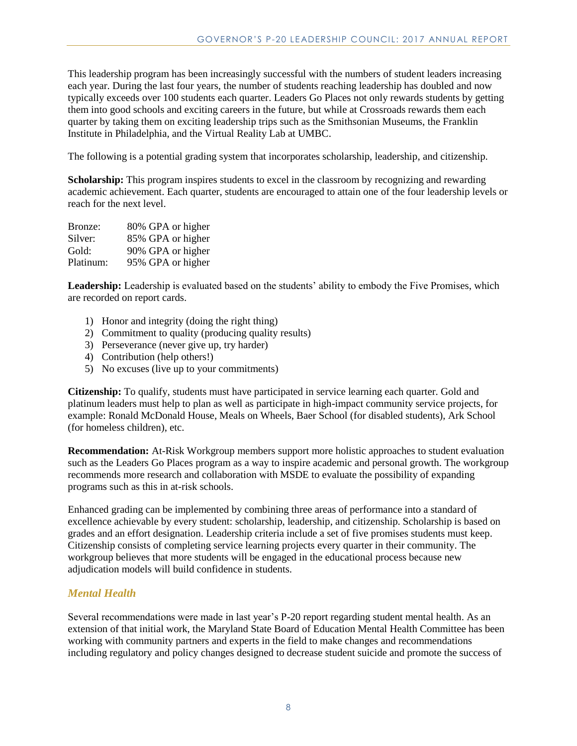This leadership program has been increasingly successful with the numbers of student leaders increasing each year. During the last four years, the number of students reaching leadership has doubled and now typically exceeds over 100 students each quarter. Leaders Go Places not only rewards students by getting them into good schools and exciting careers in the future, but while at Crossroads rewards them each quarter by taking them on exciting leadership trips such as the Smithsonian Museums, the Franklin Institute in Philadelphia, and the Virtual Reality Lab at UMBC.

The following is a potential grading system that incorporates scholarship, leadership, and citizenship.

**Scholarship:** This program inspires students to excel in the classroom by recognizing and rewarding academic achievement. Each quarter, students are encouraged to attain one of the four leadership levels or reach for the next level.

| | |
|---|---|
| Bronze: | 80% GPA or higher |
| Silver: | 85% GPA or higher |
| Gold: | 90% GPA or higher |
| Platinum: | 95% GPA or higher |

**Leadership:** Leadership is evaluated based on the students' ability to embody the Five Promises, which are recorded on report cards.

1) Honor and integrity (doing the right thing)
2) Commitment to quality (producing quality results)
3) Perseverance (never give up, try harder)
4) Contribution (help others!)
5) No excuses (live up to your commitments)

**Citizenship:** To qualify, students must have participated in service learning each quarter. Gold and platinum leaders must help to plan as well as participate in high-impact community service projects, for example: Ronald McDonald House, Meals on Wheels, Baer School (for disabled students), Ark School (for homeless children), etc.

**Recommendation:** At-Risk Workgroup members support more holistic approaches to student evaluation such as the Leaders Go Places program as a way to inspire academic and personal growth. The workgroup recommends more research and collaboration with MSDE to evaluate the possibility of expanding programs such as this in at-risk schools.

Enhanced grading can be implemented by combining three areas of performance into a standard of excellence achievable by every student: scholarship, leadership, and citizenship. Scholarship is based on grades and an effort designation. Leadership criteria include a set of five promises students must keep. Citizenship consists of completing service learning projects every quarter in their community. The workgroup believes that more students will be engaged in the educational process because new adjudication models will build confidence in students.

### *Mental Health*

Several recommendations were made in last year's P-20 report regarding student mental health. As an extension of that initial work, the Maryland State Board of Education Mental Health Committee has been working with community partners and experts in the field to make changes and recommendations including regulatory and policy changes designed to decrease student suicide and promote the success of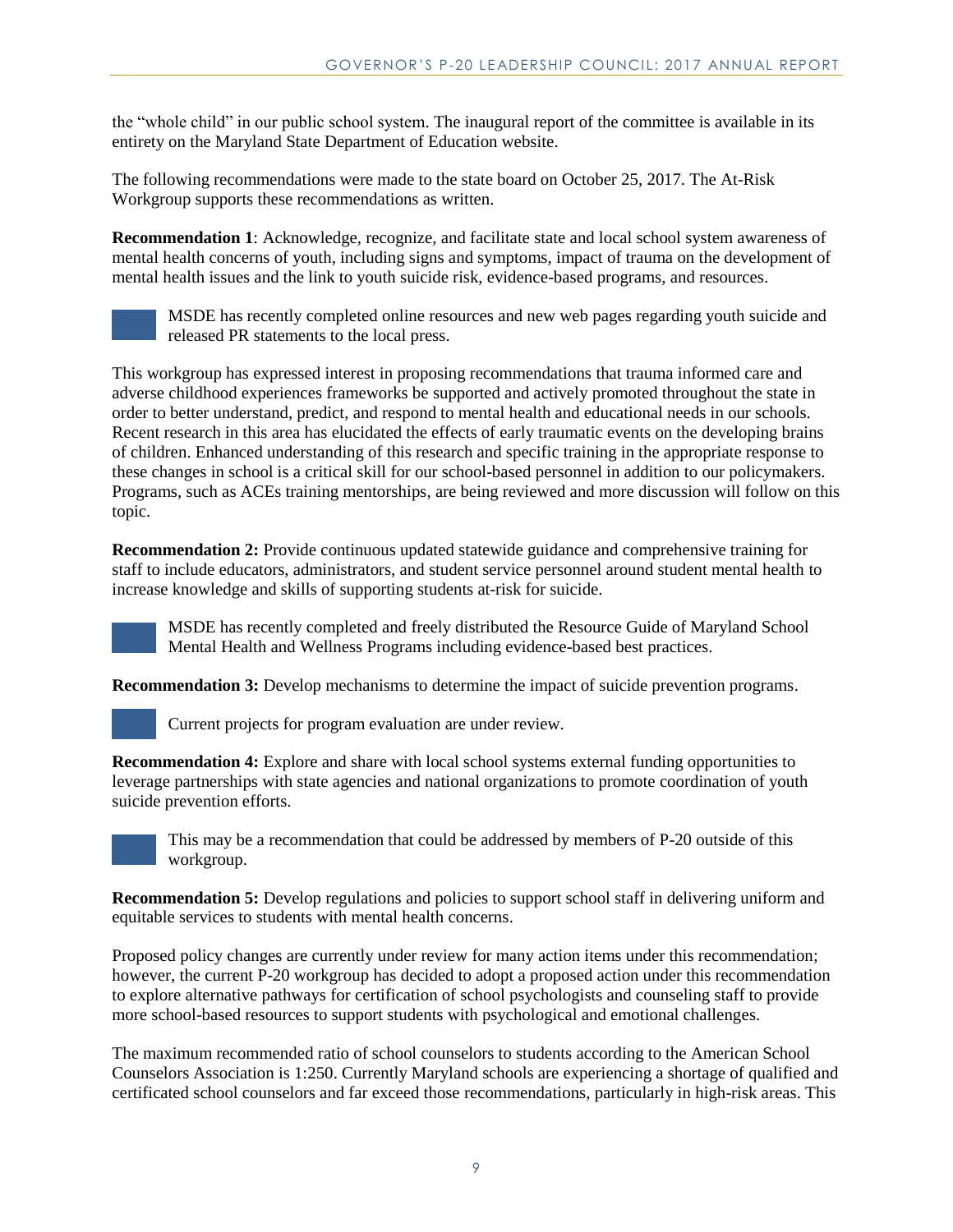the "whole child" in our public school system. The inaugural report of the committee is available in its entirety on the Maryland State Department of Education website.

The following recommendations were made to the state board on October 25, 2017. The At-Risk Workgroup supports these recommendations as written.

**Recommendation 1**: Acknowledge, recognize, and facilitate state and local school system awareness of mental health concerns of youth, including signs and symptoms, impact of trauma on the development of mental health issues and the link to youth suicide risk, evidence-based programs, and resources.

- MSDE has recently completed online resources and new web pages regarding youth suicide and released PR statements to the local press.

This workgroup has expressed interest in proposing recommendations that trauma informed care and adverse childhood experiences frameworks be supported and actively promoted throughout the state in order to better understand, predict, and respond to mental health and educational needs in our schools. Recent research in this area has elucidated the effects of early traumatic events on the developing brains of children. Enhanced understanding of this research and specific training in the appropriate response to these changes in school is a critical skill for our school-based personnel in addition to our policymakers. Programs, such as ACEs training mentorships, are being reviewed and more discussion will follow on this topic.

**Recommendation 2:** Provide continuous updated statewide guidance and comprehensive training for staff to include educators, administrators, and student service personnel around student mental health to increase knowledge and skills of supporting students at-risk for suicide.

- MSDE has recently completed and freely distributed the Resource Guide of Maryland School Mental Health and Wellness Programs including evidence-based best practices.

**Recommendation 3:** Develop mechanisms to determine the impact of suicide prevention programs.

- Current projects for program evaluation are under review.

**Recommendation 4:** Explore and share with local school systems external funding opportunities to leverage partnerships with state agencies and national organizations to promote coordination of youth suicide prevention efforts.

- This may be a recommendation that could be addressed by members of P-20 outside of this workgroup.

**Recommendation 5:** Develop regulations and policies to support school staff in delivering uniform and equitable services to students with mental health concerns.

Proposed policy changes are currently under review for many action items under this recommendation; however, the current P-20 workgroup has decided to adopt a proposed action under this recommendation to explore alternative pathways for certification of school psychologists and counseling staff to provide more school-based resources to support students with psychological and emotional challenges.

The maximum recommended ratio of school counselors to students according to the American School Counselors Association is 1:250. Currently Maryland schools are experiencing a shortage of qualified and certificated school counselors and far exceed those recommendations, particularly in high-risk areas. This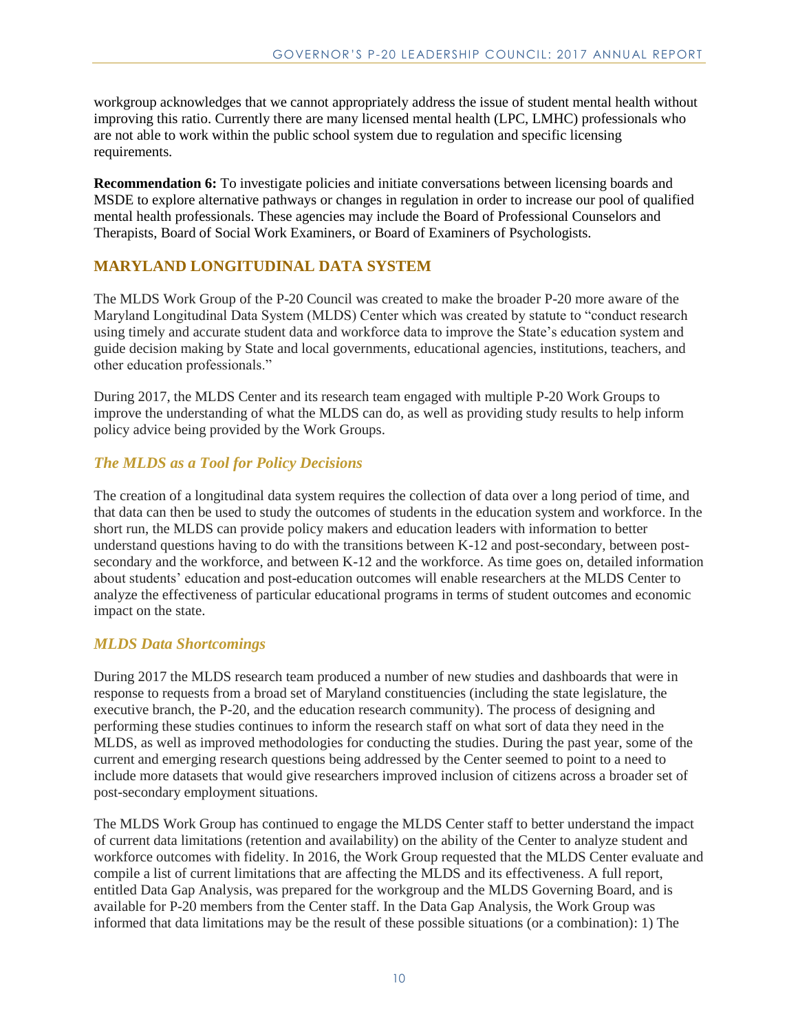workgroup acknowledges that we cannot appropriately address the issue of student mental health without improving this ratio. Currently there are many licensed mental health (LPC, LMHC) professionals who are not able to work within the public school system due to regulation and specific licensing requirements.

**Recommendation 6:** To investigate policies and initiate conversations between licensing boards and MSDE to explore alternative pathways or changes in regulation in order to increase our pool of qualified mental health professionals. These agencies may include the Board of Professional Counselors and Therapists, Board of Social Work Examiners, or Board of Examiners of Psychologists.

## MARYLAND LONGITUDINAL DATA SYSTEM

The MLDS Work Group of the P-20 Council was created to make the broader P-20 more aware of the Maryland Longitudinal Data System (MLDS) Center which was created by statute to "conduct research using timely and accurate student data and workforce data to improve the State's education system and guide decision making by State and local governments, educational agencies, institutions, teachers, and other education professionals."

During 2017, the MLDS Center and its research team engaged with multiple P-20 Work Groups to improve the understanding of what the MLDS can do, as well as providing study results to help inform policy advice being provided by the Work Groups.

### *The MLDS as a Tool for Policy Decisions*

The creation of a longitudinal data system requires the collection of data over a long period of time, and that data can then be used to study the outcomes of students in the education system and workforce. In the short run, the MLDS can provide policy makers and education leaders with information to better understand questions having to do with the transitions between K-12 and post-secondary, between post-secondary and the workforce, and between K-12 and the workforce. As time goes on, detailed information about students' education and post-education outcomes will enable researchers at the MLDS Center to analyze the effectiveness of particular educational programs in terms of student outcomes and economic impact on the state.

### *MLDS Data Shortcomings*

During 2017 the MLDS research team produced a number of new studies and dashboards that were in response to requests from a broad set of Maryland constituencies (including the state legislature, the executive branch, the P-20, and the education research community). The process of designing and performing these studies continues to inform the research staff on what sort of data they need in the MLDS, as well as improved methodologies for conducting the studies. During the past year, some of the current and emerging research questions being addressed by the Center seemed to point to a need to include more datasets that would give researchers improved inclusion of citizens across a broader set of post-secondary employment situations.

The MLDS Work Group has continued to engage the MLDS Center staff to better understand the impact of current data limitations (retention and availability) on the ability of the Center to analyze student and workforce outcomes with fidelity. In 2016, the Work Group requested that the MLDS Center evaluate and compile a list of current limitations that are affecting the MLDS and its effectiveness. A full report, entitled Data Gap Analysis, was prepared for the workgroup and the MLDS Governing Board, and is available for P-20 members from the Center staff. In the Data Gap Analysis, the Work Group was informed that data limitations may be the result of these possible situations (or a combination): 1) The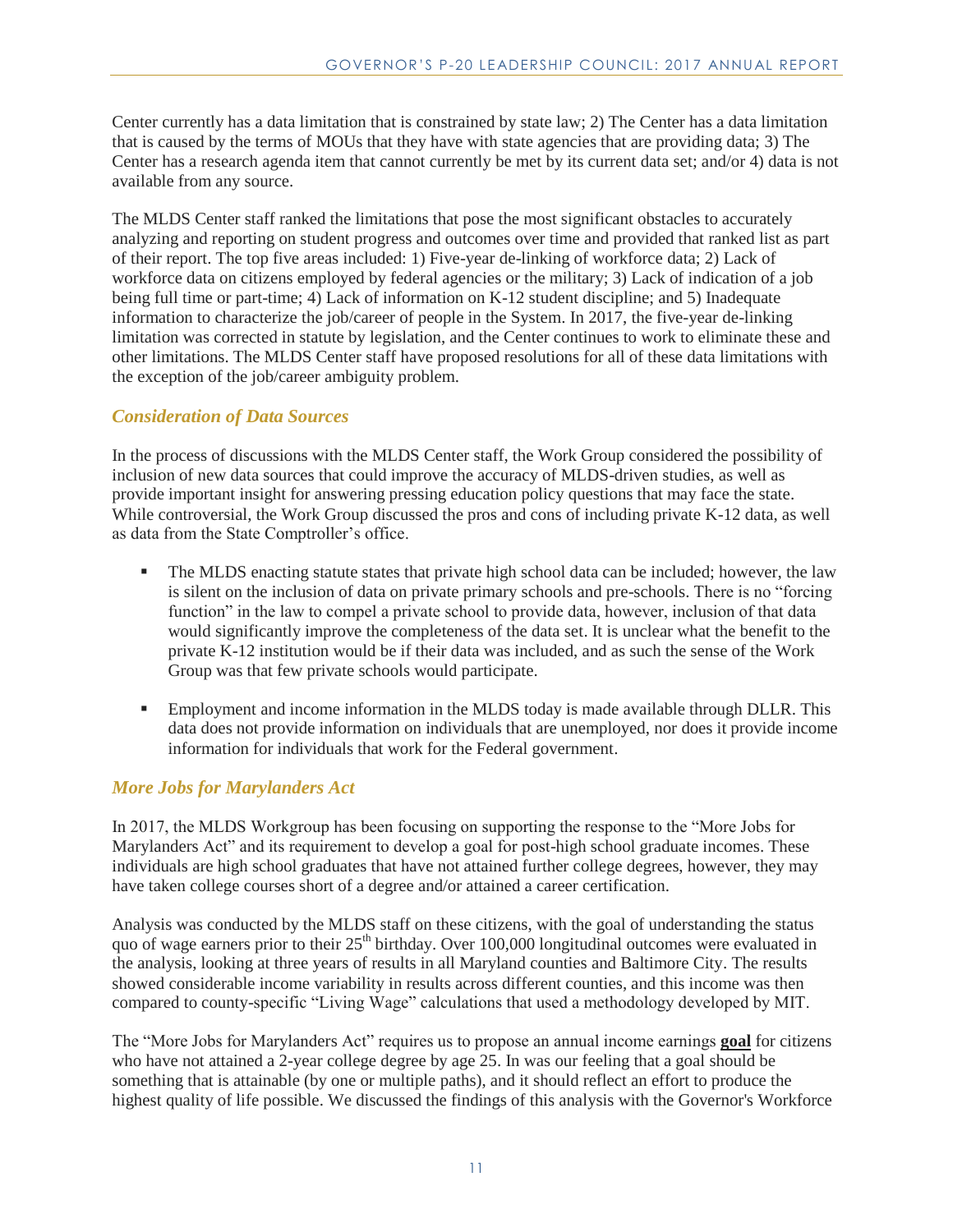Center currently has a data limitation that is constrained by state law; 2) The Center has a data limitation that is caused by the terms of MOUs that they have with state agencies that are providing data; 3) The Center has a research agenda item that cannot currently be met by its current data set; and/or 4) data is not available from any source.

The MLDS Center staff ranked the limitations that pose the most significant obstacles to accurately analyzing and reporting on student progress and outcomes over time and provided that ranked list as part of their report. The top five areas included: 1) Five-year de-linking of workforce data; 2) Lack of workforce data on citizens employed by federal agencies or the military; 3) Lack of indication of a job being full time or part-time; 4) Lack of information on K-12 student discipline; and 5) Inadequate information to characterize the job/career of people in the System. In 2017, the five-year de-linking limitation was corrected in statute by legislation, and the Center continues to work to eliminate these and other limitations. The MLDS Center staff have proposed resolutions for all of these data limitations with the exception of the job/career ambiguity problem.

### *Consideration of Data Sources*

In the process of discussions with the MLDS Center staff, the Work Group considered the possibility of inclusion of new data sources that could improve the accuracy of MLDS-driven studies, as well as provide important insight for answering pressing education policy questions that may face the state. While controversial, the Work Group discussed the pros and cons of including private K-12 data, as well as data from the State Comptroller's office.

- The MLDS enacting statute states that private high school data can be included; however, the law is silent on the inclusion of data on private primary schools and pre-schools. There is no "forcing function" in the law to compel a private school to provide data, however, inclusion of that data would significantly improve the completeness of the data set. It is unclear what the benefit to the private K-12 institution would be if their data was included, and as such the sense of the Work Group was that few private schools would participate.
- Employment and income information in the MLDS today is made available through DLLR. This data does not provide information on individuals that are unemployed, nor does it provide income information for individuals that work for the Federal government.

### *More Jobs for Marylanders Act*

In 2017, the MLDS Workgroup has been focusing on supporting the response to the "More Jobs for Marylanders Act" and its requirement to develop a goal for post-high school graduate incomes. These individuals are high school graduates that have not attained further college degrees, however, they may have taken college courses short of a degree and/or attained a career certification.

Analysis was conducted by the MLDS staff on these citizens, with the goal of understanding the status quo of wage earners prior to their 25th birthday. Over 100,000 longitudinal outcomes were evaluated in the analysis, looking at three years of results in all Maryland counties and Baltimore City. The results showed considerable income variability in results across different counties, and this income was then compared to county-specific "Living Wage" calculations that used a methodology developed by MIT.

The "More Jobs for Marylanders Act" requires us to propose an annual income earnings **goal** for citizens who have not attained a 2-year college degree by age 25. In was our feeling that a goal should be something that is attainable (by one or multiple paths), and it should reflect an effort to produce the highest quality of life possible. We discussed the findings of this analysis with the Governor's Workforce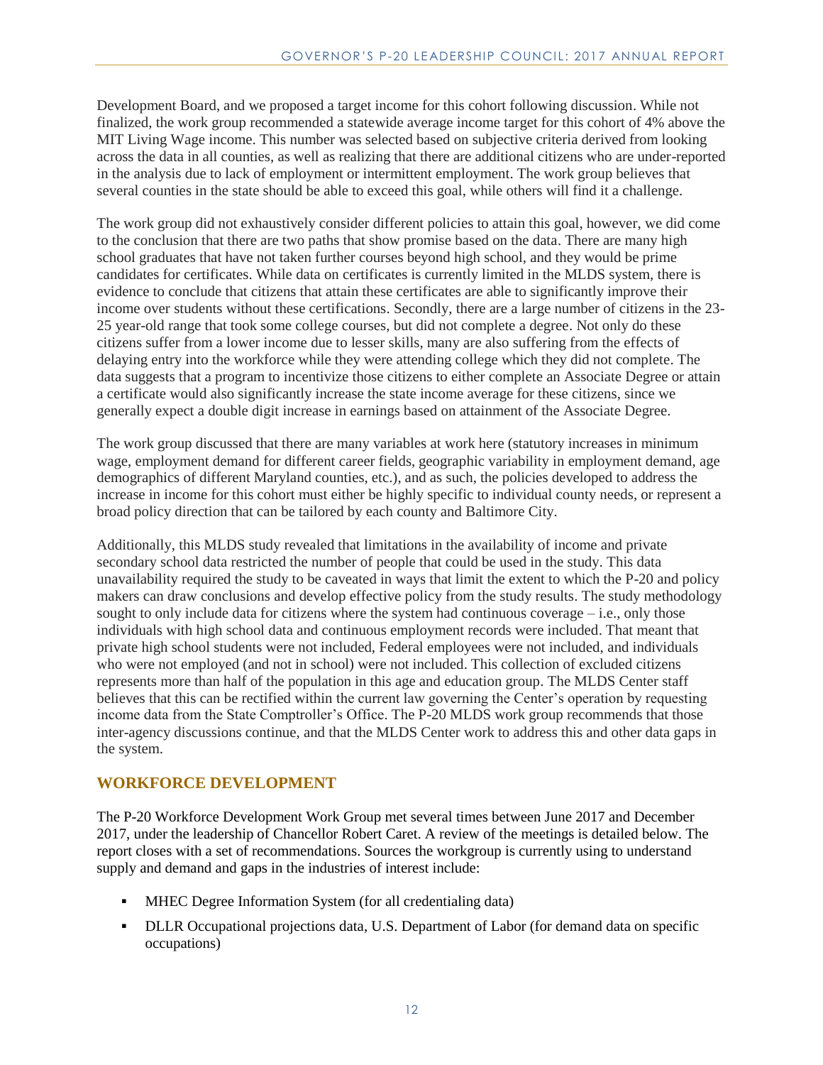Development Board, and we proposed a target income for this cohort following discussion. While not finalized, the work group recommended a statewide average income target for this cohort of 4% above the MIT Living Wage income. This number was selected based on subjective criteria derived from looking across the data in all counties, as well as realizing that there are additional citizens who are under-reported in the analysis due to lack of employment or intermittent employment. The work group believes that several counties in the state should be able to exceed this goal, while others will find it a challenge.

The work group did not exhaustively consider different policies to attain this goal, however, we did come to the conclusion that there are two paths that show promise based on the data. There are many high school graduates that have not taken further courses beyond high school, and they would be prime candidates for certificates. While data on certificates is currently limited in the MLDS system, there is evidence to conclude that citizens that attain these certificates are able to significantly improve their income over students without these certifications. Secondly, there are a large number of citizens in the 23-25 year-old range that took some college courses, but did not complete a degree. Not only do these citizens suffer from a lower income due to lesser skills, many are also suffering from the effects of delaying entry into the workforce while they were attending college which they did not complete. The data suggests that a program to incentivize those citizens to either complete an Associate Degree or attain a certificate would also significantly increase the state income average for these citizens, since we generally expect a double digit increase in earnings based on attainment of the Associate Degree.

The work group discussed that there are many variables at work here (statutory increases in minimum wage, employment demand for different career fields, geographic variability in employment demand, age demographics of different Maryland counties, etc.), and as such, the policies developed to address the increase in income for this cohort must either be highly specific to individual county needs, or represent a broad policy direction that can be tailored by each county and Baltimore City.

Additionally, this MLDS study revealed that limitations in the availability of income and private secondary school data restricted the number of people that could be used in the study. This data unavailability required the study to be caveated in ways that limit the extent to which the P-20 and policy makers can draw conclusions and develop effective policy from the study results. The study methodology sought to only include data for citizens where the system had continuous coverage – i.e., only those individuals with high school data and continuous employment records were included. That meant that private high school students were not included, Federal employees were not included, and individuals who were not employed (and not in school) were not included. This collection of excluded citizens represents more than half of the population in this age and education group. The MLDS Center staff believes that this can be rectified within the current law governing the Center's operation by requesting income data from the State Comptroller's Office. The P-20 MLDS work group recommends that those inter-agency discussions continue, and that the MLDS Center work to address this and other data gaps in the system.

## WORKFORCE DEVELOPMENT

The P-20 Workforce Development Work Group met several times between June 2017 and December 2017, under the leadership of Chancellor Robert Caret. A review of the meetings is detailed below. The report closes with a set of recommendations. Sources the workgroup is currently using to understand supply and demand and gaps in the industries of interest include:

- MHEC Degree Information System (for all credentialing data)
- DLLR Occupational projections data, U.S. Department of Labor (for demand data on specific occupations)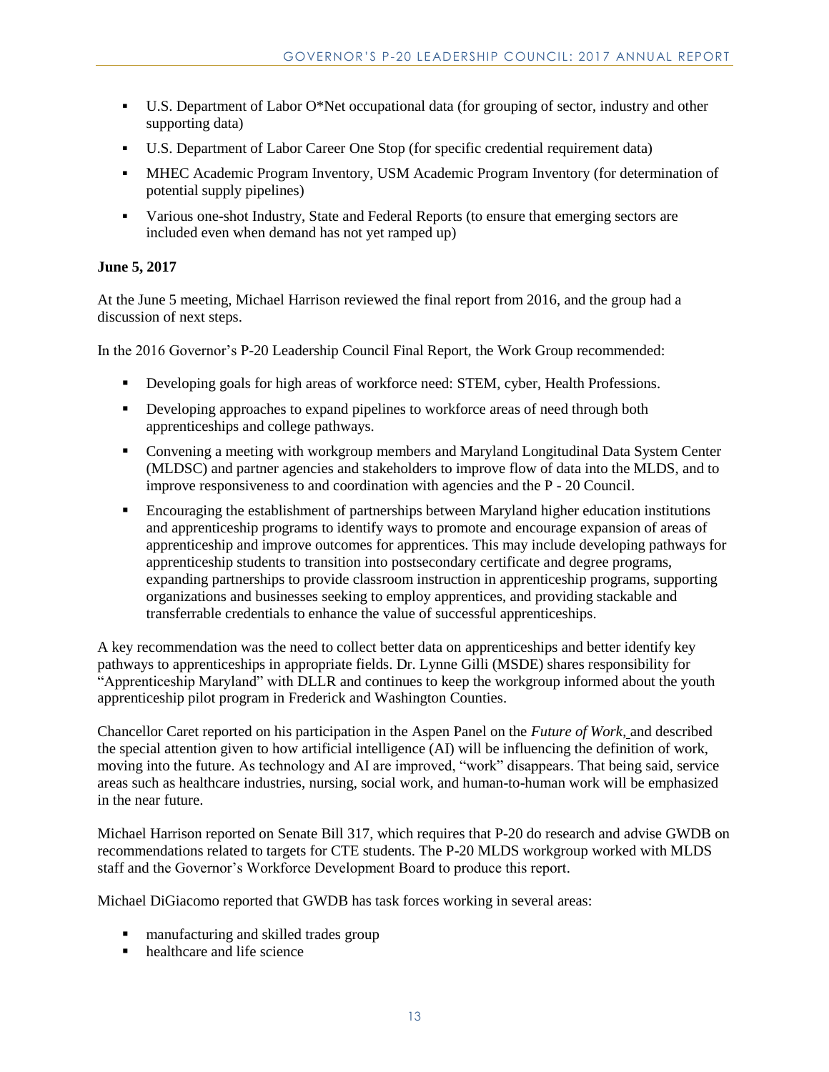- U.S. Department of Labor O*Net occupational data (for grouping of sector, industry and other supporting data)
- U.S. Department of Labor Career One Stop (for specific credential requirement data)
- MHEC Academic Program Inventory, USM Academic Program Inventory (for determination of potential supply pipelines)
- Various one-shot Industry, State and Federal Reports (to ensure that emerging sectors are included even when demand has not yet ramped up)

**June 5, 2017**

At the June 5 meeting, Michael Harrison reviewed the final report from 2016, and the group had a discussion of next steps.

In the 2016 Governor's P-20 Leadership Council Final Report, the Work Group recommended:

- Developing goals for high areas of workforce need: STEM, cyber, Health Professions.
- Developing approaches to expand pipelines to workforce areas of need through both apprenticeships and college pathways.
- Convening a meeting with workgroup members and Maryland Longitudinal Data System Center (MLDSC) and partner agencies and stakeholders to improve flow of data into the MLDS, and to improve responsiveness to and coordination with agencies and the P - 20 Council.
- Encouraging the establishment of partnerships between Maryland higher education institutions and apprenticeship programs to identify ways to promote and encourage expansion of areas of apprenticeship and improve outcomes for apprentices. This may include developing pathways for apprenticeship students to transition into postsecondary certificate and degree programs, expanding partnerships to provide classroom instruction in apprenticeship programs, supporting organizations and businesses seeking to employ apprentices, and providing stackable and transferrable credentials to enhance the value of successful apprenticeships.

A key recommendation was the need to collect better data on apprenticeships and better identify key pathways to apprenticeships in appropriate fields. Dr. Lynne Gilli (MSDE) shares responsibility for "Apprenticeship Maryland" with DLLR and continues to keep the workgroup informed about the youth apprenticeship pilot program in Frederick and Washington Counties.

Chancellor Caret reported on his participation in the Aspen Panel on the *Future of Work*, and described the special attention given to how artificial intelligence (AI) will be influencing the definition of work, moving into the future. As technology and AI are improved, "work" disappears. That being said, service areas such as healthcare industries, nursing, social work, and human-to-human work will be emphasized in the near future.

Michael Harrison reported on Senate Bill 317, which requires that P-20 do research and advise GWDB on recommendations related to targets for CTE students. The P-20 MLDS workgroup worked with MLDS staff and the Governor's Workforce Development Board to produce this report.

Michael DiGiacomo reported that GWDB has task forces working in several areas:

- manufacturing and skilled trades group
- healthcare and life science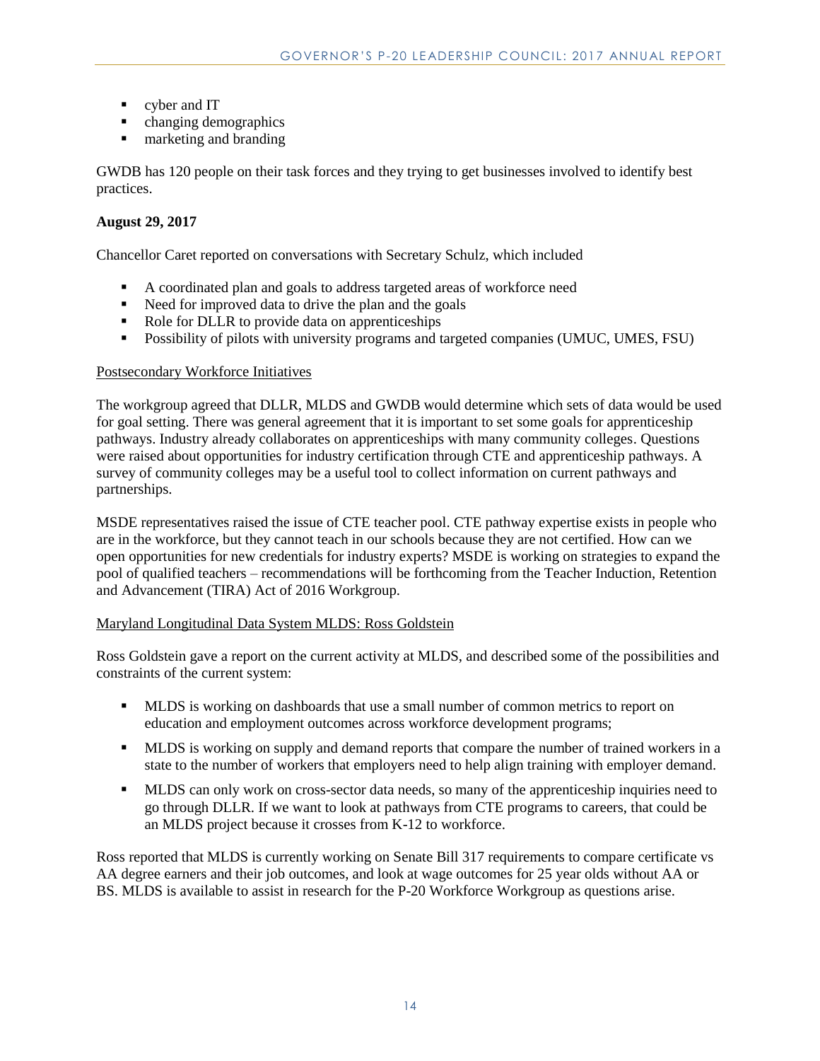- cyber and IT
- changing demographics
- marketing and branding

GWDB has 120 people on their task forces and they trying to get businesses involved to identify best practices.

**August 29, 2017**

Chancellor Caret reported on conversations with Secretary Schulz, which included

- A coordinated plan and goals to address targeted areas of workforce need
- Need for improved data to drive the plan and the goals
- Role for DLLR to provide data on apprenticeships
- Possibility of pilots with university programs and targeted companies (UMUC, UMES, FSU)

<u>Postsecondary Workforce Initiatives</u>

The workgroup agreed that DLLR, MLDS and GWDB would determine which sets of data would be used for goal setting. There was general agreement that it is important to set some goals for apprenticeship pathways. Industry already collaborates on apprenticeships with many community colleges. Questions were raised about opportunities for industry certification through CTE and apprenticeship pathways. A survey of community colleges may be a useful tool to collect information on current pathways and partnerships.

MSDE representatives raised the issue of CTE teacher pool. CTE pathway expertise exists in people who are in the workforce, but they cannot teach in our schools because they are not certified. How can we open opportunities for new credentials for industry experts? MSDE is working on strategies to expand the pool of qualified teachers – recommendations will be forthcoming from the Teacher Induction, Retention and Advancement (TIRA) Act of 2016 Workgroup.

<u>Maryland Longitudinal Data System MLDS: Ross Goldstein</u>

Ross Goldstein gave a report on the current activity at MLDS, and described some of the possibilities and constraints of the current system:

- MLDS is working on dashboards that use a small number of common metrics to report on education and employment outcomes across workforce development programs;
- MLDS is working on supply and demand reports that compare the number of trained workers in a state to the number of workers that employers need to help align training with employer demand.
- MLDS can only work on cross-sector data needs, so many of the apprenticeship inquiries need to go through DLLR. If we want to look at pathways from CTE programs to careers, that could be an MLDS project because it crosses from K-12 to workforce.

Ross reported that MLDS is currently working on Senate Bill 317 requirements to compare certificate vs AA degree earners and their job outcomes, and look at wage outcomes for 25 year olds without AA or BS. MLDS is available to assist in research for the P-20 Workforce Workgroup as questions arise.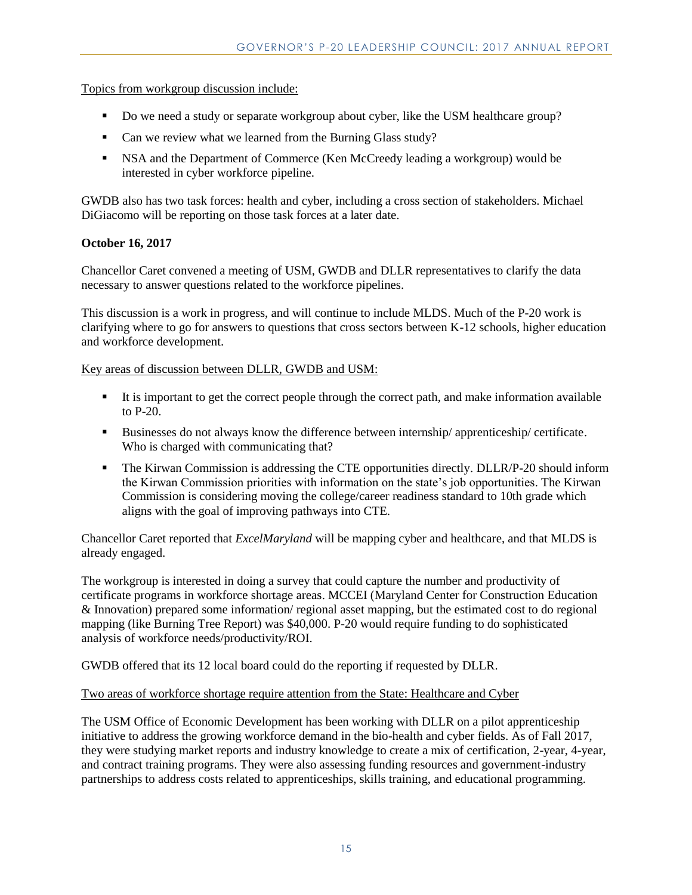Topics from workgroup discussion include:

- Do we need a study or separate workgroup about cyber, like the USM healthcare group?
- Can we review what we learned from the Burning Glass study?
- NSA and the Department of Commerce (Ken McCreedy leading a workgroup) would be interested in cyber workforce pipeline.

GWDB also has two task forces: health and cyber, including a cross section of stakeholders. Michael DiGiacomo will be reporting on those task forces at a later date.

**October 16, 2017**

Chancellor Caret convened a meeting of USM, GWDB and DLLR representatives to clarify the data necessary to answer questions related to the workforce pipelines.

This discussion is a work in progress, and will continue to include MLDS. Much of the P-20 work is clarifying where to go for answers to questions that cross sectors between K-12 schools, higher education and workforce development.

Key areas of discussion between DLLR, GWDB and USM:

- It is important to get the correct people through the correct path, and make information available to P-20.
- Businesses do not always know the difference between internship/ apprenticeship/ certificate. Who is charged with communicating that?
- The Kirwan Commission is addressing the CTE opportunities directly. DLLR/P-20 should inform the Kirwan Commission priorities with information on the state's job opportunities. The Kirwan Commission is considering moving the college/career readiness standard to 10th grade which aligns with the goal of improving pathways into CTE.

Chancellor Caret reported that *ExcelMaryland* will be mapping cyber and healthcare, and that MLDS is already engaged.

The workgroup is interested in doing a survey that could capture the number and productivity of certificate programs in workforce shortage areas. MCCEI (Maryland Center for Construction Education & Innovation) prepared some information/ regional asset mapping, but the estimated cost to do regional mapping (like Burning Tree Report) was $40,000. P-20 would require funding to do sophisticated analysis of workforce needs/productivity/ROI.

GWDB offered that its 12 local board could do the reporting if requested by DLLR.

Two areas of workforce shortage require attention from the State: Healthcare and Cyber

The USM Office of Economic Development has been working with DLLR on a pilot apprenticeship initiative to address the growing workforce demand in the bio-health and cyber fields. As of Fall 2017, they were studying market reports and industry knowledge to create a mix of certification, 2-year, 4-year, and contract training programs. They were also assessing funding resources and government-industry partnerships to address costs related to apprenticeships, skills training, and educational programming.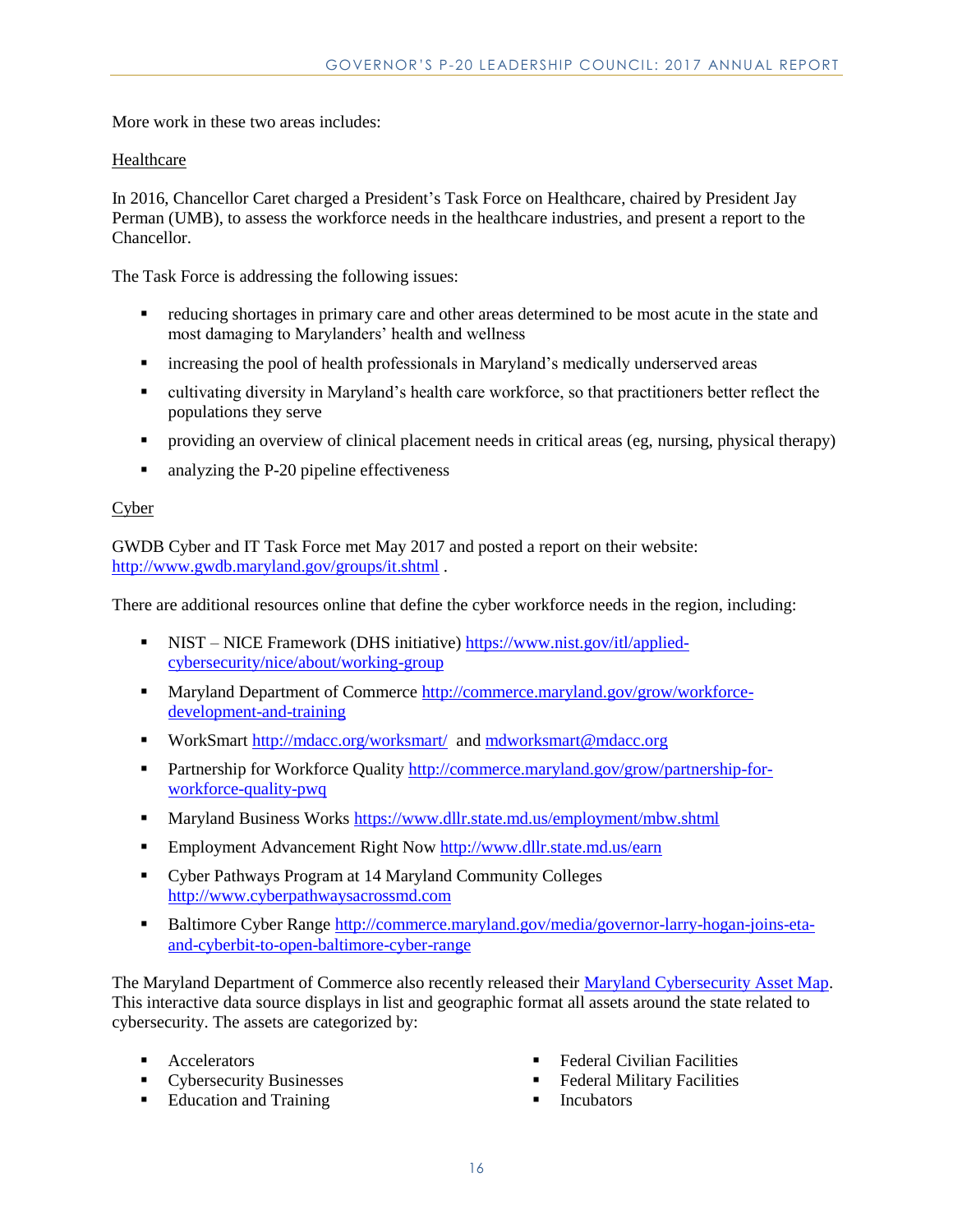More work in these two areas includes:

<u>Healthcare</u>

In 2016, Chancellor Caret charged a President's Task Force on Healthcare, chaired by President Jay Perman (UMB), to assess the workforce needs in the healthcare industries, and present a report to the Chancellor.

The Task Force is addressing the following issues:

- reducing shortages in primary care and other areas determined to be most acute in the state and most damaging to Marylanders' health and wellness
- increasing the pool of health professionals in Maryland's medically underserved areas
- cultivating diversity in Maryland's health care workforce, so that practitioners better reflect the populations they serve
- providing an overview of clinical placement needs in critical areas (eg, nursing, physical therapy)
- analyzing the P-20 pipeline effectiveness

<u>Cyber</u>

GWDB Cyber and IT Task Force met May 2017 and posted a report on their website: http://www.gwdb.maryland.gov/groups/it.shtml .

There are additional resources online that define the cyber workforce needs in the region, including:

- NIST – NICE Framework (DHS initiative) https://www.nist.gov/itl/applied-cybersecurity/nice/about/working-group
- Maryland Department of Commerce http://commerce.maryland.gov/grow/workforce-development-and-training
- WorkSmart http://mdacc.org/worksmart/ and mdworksmart@mdacc.org
- Partnership for Workforce Quality http://commerce.maryland.gov/grow/partnership-for-workforce-quality-pwq
- Maryland Business Works https://www.dllr.state.md.us/employment/mbw.shtml
- Employment Advancement Right Now http://www.dllr.state.md.us/earn
- Cyber Pathways Program at 14 Maryland Community Colleges http://www.cyberpathwaysacrossmd.com
- Baltimore Cyber Range http://commerce.maryland.gov/media/governor-larry-hogan-joins-eta-and-cyberbit-to-open-baltimore-cyber-range

The Maryland Department of Commerce also recently released their Maryland Cybersecurity Asset Map. This interactive data source displays in list and geographic format all assets around the state related to cybersecurity. The assets are categorized by:

- Accelerators
- Cybersecurity Businesses
- Education and Training
- Federal Civilian Facilities
- Federal Military Facilities
- Incubators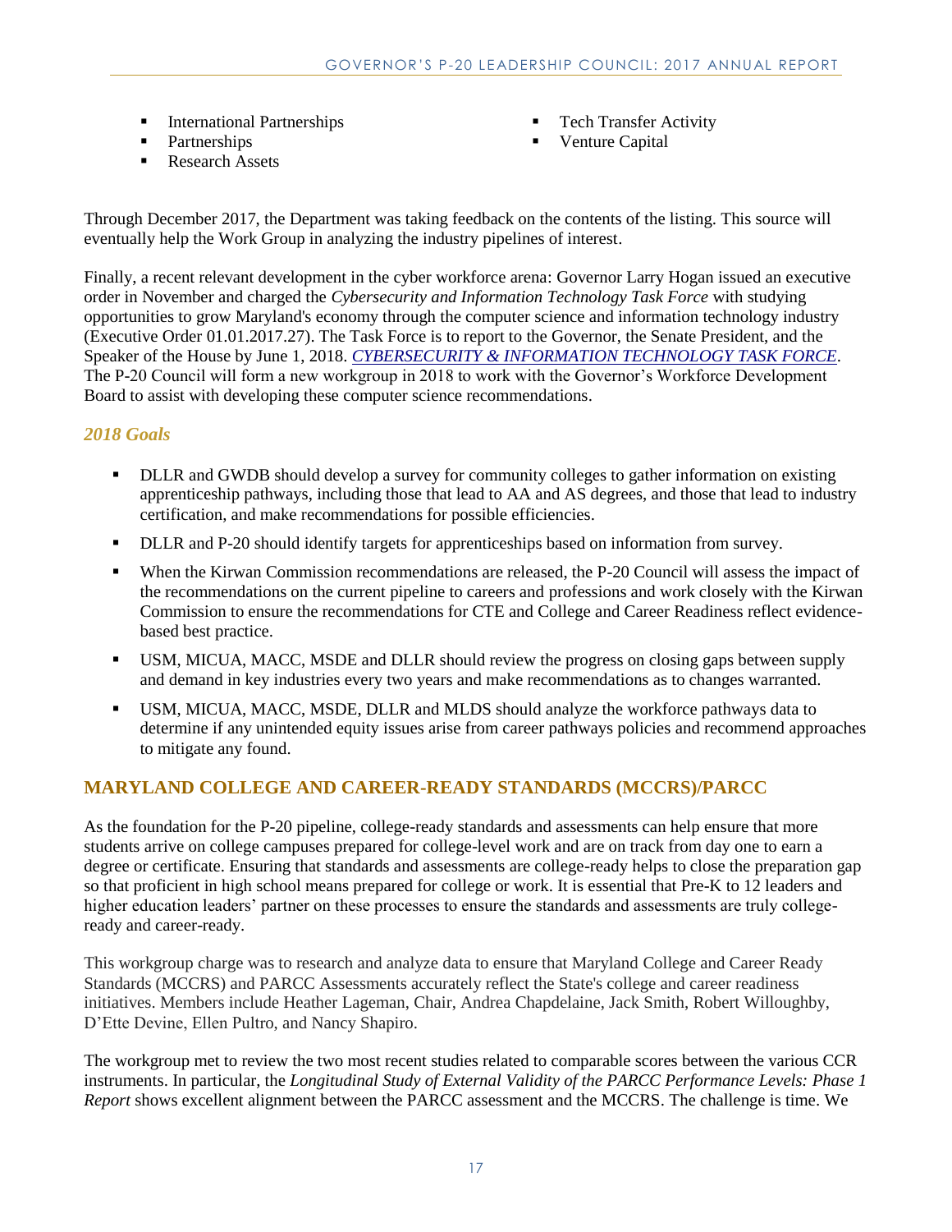- International Partnerships
- Partnerships
- Research Assets
- Tech Transfer Activity
- Venture Capital

Through December 2017, the Department was taking feedback on the contents of the listing. This source will eventually help the Work Group in analyzing the industry pipelines of interest.

Finally, a recent relevant development in the cyber workforce arena: Governor Larry Hogan issued an executive order in November and charged the *Cybersecurity and Information Technology Task Force* with studying opportunities to grow Maryland's economy through the computer science and information technology industry (Executive Order 01.01.2017.27). The Task Force is to report to the Governor, the Senate President, and the Speaker of the House by June 1, 2018. *CYBERSECURITY & INFORMATION TECHNOLOGY TASK FORCE*. The P-20 Council will form a new workgroup in 2018 to work with the Governor's Workforce Development Board to assist with developing these computer science recommendations.

### *2018 Goals*

- DLLR and GWDB should develop a survey for community colleges to gather information on existing apprenticeship pathways, including those that lead to AA and AS degrees, and those that lead to industry certification, and make recommendations for possible efficiencies.
- DLLR and P-20 should identify targets for apprenticeships based on information from survey.
- When the Kirwan Commission recommendations are released, the P-20 Council will assess the impact of the recommendations on the current pipeline to careers and professions and work closely with the Kirwan Commission to ensure the recommendations for CTE and College and Career Readiness reflect evidence-based best practice.
- USM, MICUA, MACC, MSDE and DLLR should review the progress on closing gaps between supply and demand in key industries every two years and make recommendations as to changes warranted.
- USM, MICUA, MACC, MSDE, DLLR and MLDS should analyze the workforce pathways data to determine if any unintended equity issues arise from career pathways policies and recommend approaches to mitigate any found.

## MARYLAND COLLEGE AND CAREER-READY STANDARDS (MCCRS)/PARCC

As the foundation for the P-20 pipeline, college-ready standards and assessments can help ensure that more students arrive on college campuses prepared for college-level work and are on track from day one to earn a degree or certificate. Ensuring that standards and assessments are college-ready helps to close the preparation gap so that proficient in high school means prepared for college or work. It is essential that Pre-K to 12 leaders and higher education leaders' partner on these processes to ensure the standards and assessments are truly college-ready and career-ready.

This workgroup charge was to research and analyze data to ensure that Maryland College and Career Ready Standards (MCCRS) and PARCC Assessments accurately reflect the State's college and career readiness initiatives. Members include Heather Lageman, Chair, Andrea Chapdelaine, Jack Smith, Robert Willoughby, D'Ette Devine, Ellen Pultro, and Nancy Shapiro.

The workgroup met to review the two most recent studies related to comparable scores between the various CCR instruments. In particular, the *Longitudinal Study of External Validity of the PARCC Performance Levels: Phase 1 Report* shows excellent alignment between the PARCC assessment and the MCCRS. The challenge is time. We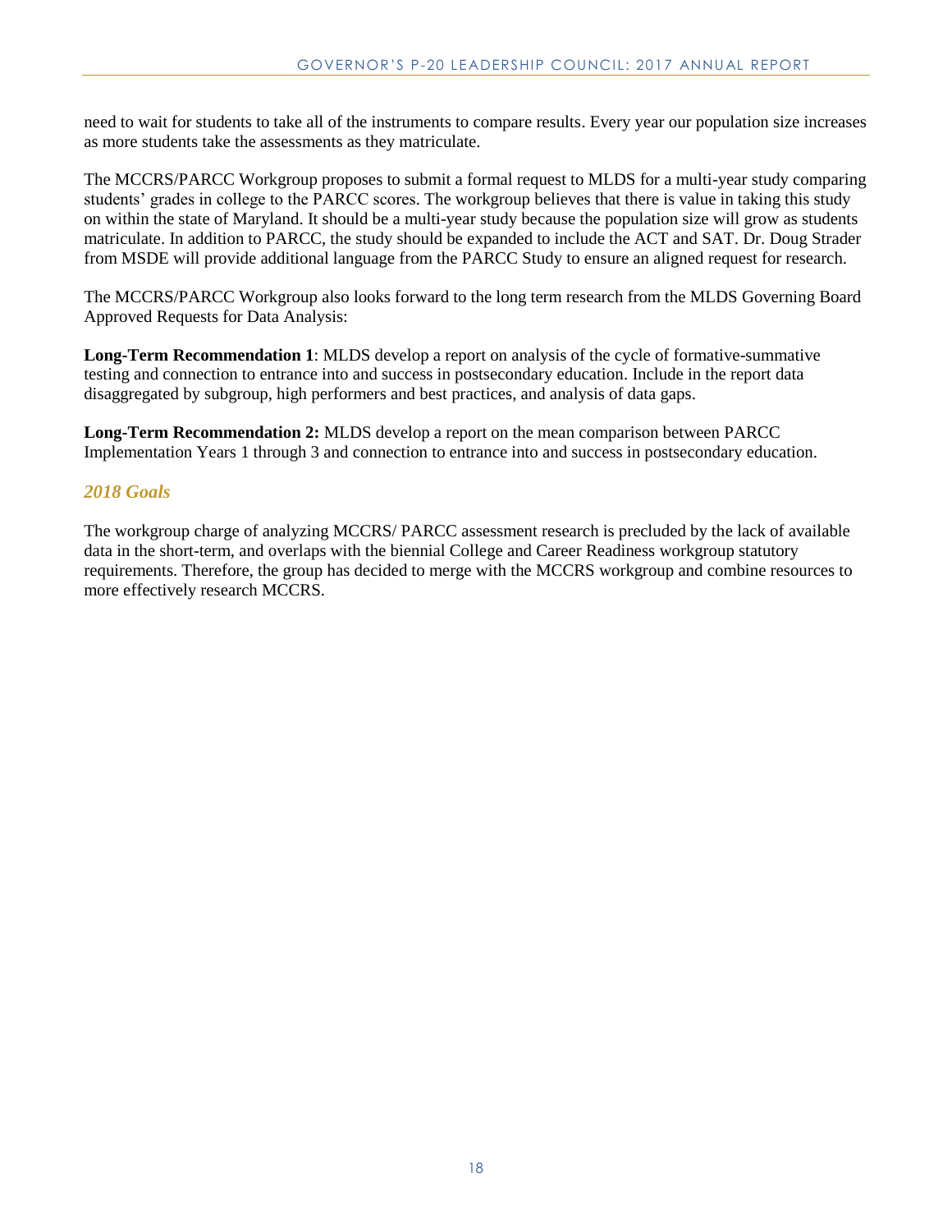need to wait for students to take all of the instruments to compare results. Every year our population size increases as more students take the assessments as they matriculate.

The MCCRS/PARCC Workgroup proposes to submit a formal request to MLDS for a multi-year study comparing students' grades in college to the PARCC scores. The workgroup believes that there is value in taking this study on within the state of Maryland. It should be a multi-year study because the population size will grow as students matriculate. In addition to PARCC, the study should be expanded to include the ACT and SAT. Dr. Doug Strader from MSDE will provide additional language from the PARCC Study to ensure an aligned request for research.

The MCCRS/PARCC Workgroup also looks forward to the long term research from the MLDS Governing Board Approved Requests for Data Analysis:

**Long-Term Recommendation 1**: MLDS develop a report on analysis of the cycle of formative-summative testing and connection to entrance into and success in postsecondary education. Include in the report data disaggregated by subgroup, high performers and best practices, and analysis of data gaps.

**Long-Term Recommendation 2:** MLDS develop a report on the mean comparison between PARCC Implementation Years 1 through 3 and connection to entrance into and success in postsecondary education.

### *2018 Goals*

The workgroup charge of analyzing MCCRS/ PARCC assessment research is precluded by the lack of available data in the short-term, and overlaps with the biennial College and Career Readiness workgroup statutory requirements. Therefore, the group has decided to merge with the MCCRS workgroup and combine resources to more effectively research MCCRS.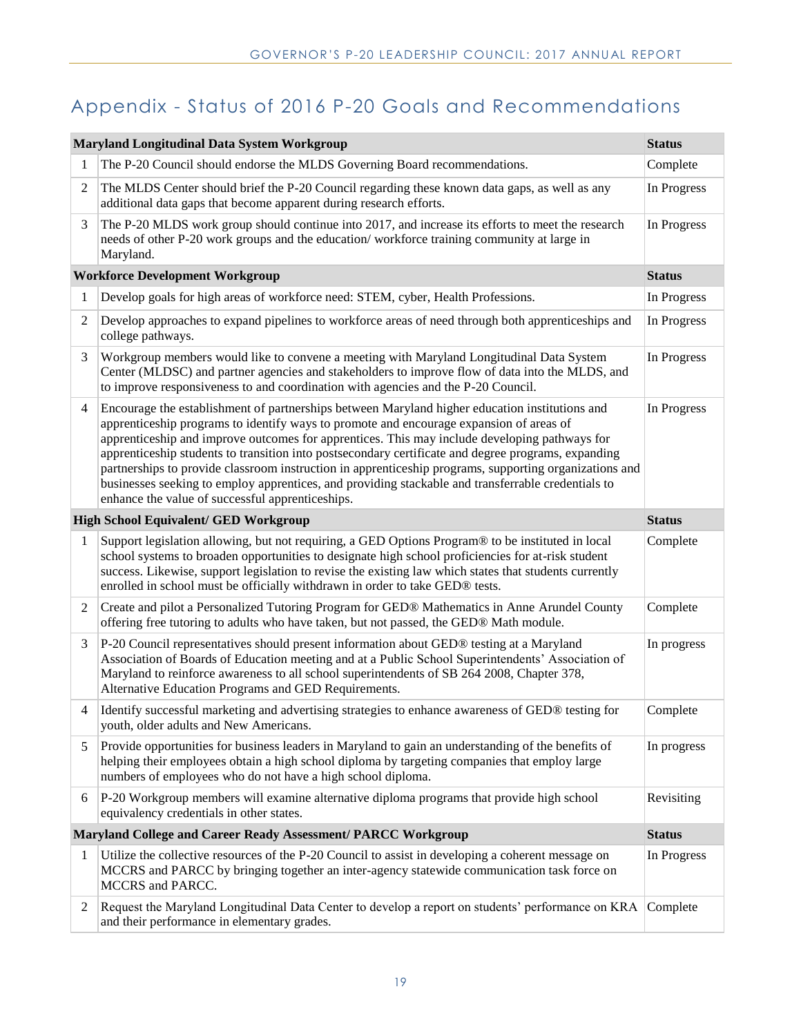# Appendix - Status of 2016 P-20 Goals and Recommendations

| | Maryland Longitudinal Data System Workgroup | Status |
|---|---|---|
| 1 | The P-20 Council should endorse the MLDS Governing Board recommendations. | Complete |
| 2 | The MLDS Center should brief the P-20 Council regarding these known data gaps, as well as any additional data gaps that become apparent during research efforts. | In Progress |
| 3 | The P-20 MLDS work group should continue into 2017, and increase its efforts to meet the research needs of other P-20 work groups and the education/ workforce training community at large in Maryland. | In Progress |
| | **Workforce Development Workgroup** | **Status** |
| 1 | Develop goals for high areas of workforce need: STEM, cyber, Health Professions. | In Progress |
| 2 | Develop approaches to expand pipelines to workforce areas of need through both apprenticeships and college pathways. | In Progress |
| 3 | Workgroup members would like to convene a meeting with Maryland Longitudinal Data System Center (MLDSC) and partner agencies and stakeholders to improve flow of data into the MLDS, and to improve responsiveness to and coordination with agencies and the P-20 Council. | In Progress |
| 4 | Encourage the establishment of partnerships between Maryland higher education institutions and apprenticeship programs to identify ways to promote and encourage expansion of areas of apprenticeship and improve outcomes for apprentices. This may include developing pathways for apprenticeship students to transition into postsecondary certificate and degree programs, expanding partnerships to provide classroom instruction in apprenticeship programs, supporting organizations and businesses seeking to employ apprentices, and providing stackable and transferrable credentials to enhance the value of successful apprenticeships. | In Progress |
| | **High School Equivalent/ GED Workgroup** | **Status** |
| 1 | Support legislation allowing, but not requiring, a GED Options Program® to be instituted in local school systems to broaden opportunities to designate high school proficiencies for at-risk student success. Likewise, support legislation to revise the existing law which states that students currently enrolled in school must be officially withdrawn in order to take GED® tests. | Complete |
| 2 | Create and pilot a Personalized Tutoring Program for GED® Mathematics in Anne Arundel County offering free tutoring to adults who have taken, but not passed, the GED® Math module. | Complete |
| 3 | P-20 Council representatives should present information about GED® testing at a Maryland Association of Boards of Education meeting and at a Public School Superintendents' Association of Maryland to reinforce awareness to all school superintendents of SB 264 2008, Chapter 378, Alternative Education Programs and GED Requirements. | In progress |
| 4 | Identify successful marketing and advertising strategies to enhance awareness of GED® testing for youth, older adults and New Americans. | Complete |
| 5 | Provide opportunities for business leaders in Maryland to gain an understanding of the benefits of helping their employees obtain a high school diploma by targeting companies that employ large numbers of employees who do not have a high school diploma. | In progress |
| 6 | P-20 Workgroup members will examine alternative diploma programs that provide high school equivalency credentials in other states. | Revisiting |
| | **Maryland College and Career Ready Assessment/ PARCC Workgroup** | **Status** |
| 1 | Utilize the collective resources of the P-20 Council to assist in developing a coherent message on MCCRS and PARCC by bringing together an inter-agency statewide communication task force on MCCRS and PARCC. | In Progress |
| 2 | Request the Maryland Longitudinal Data Center to develop a report on students' performance on KRA and their performance in elementary grades. | Complete |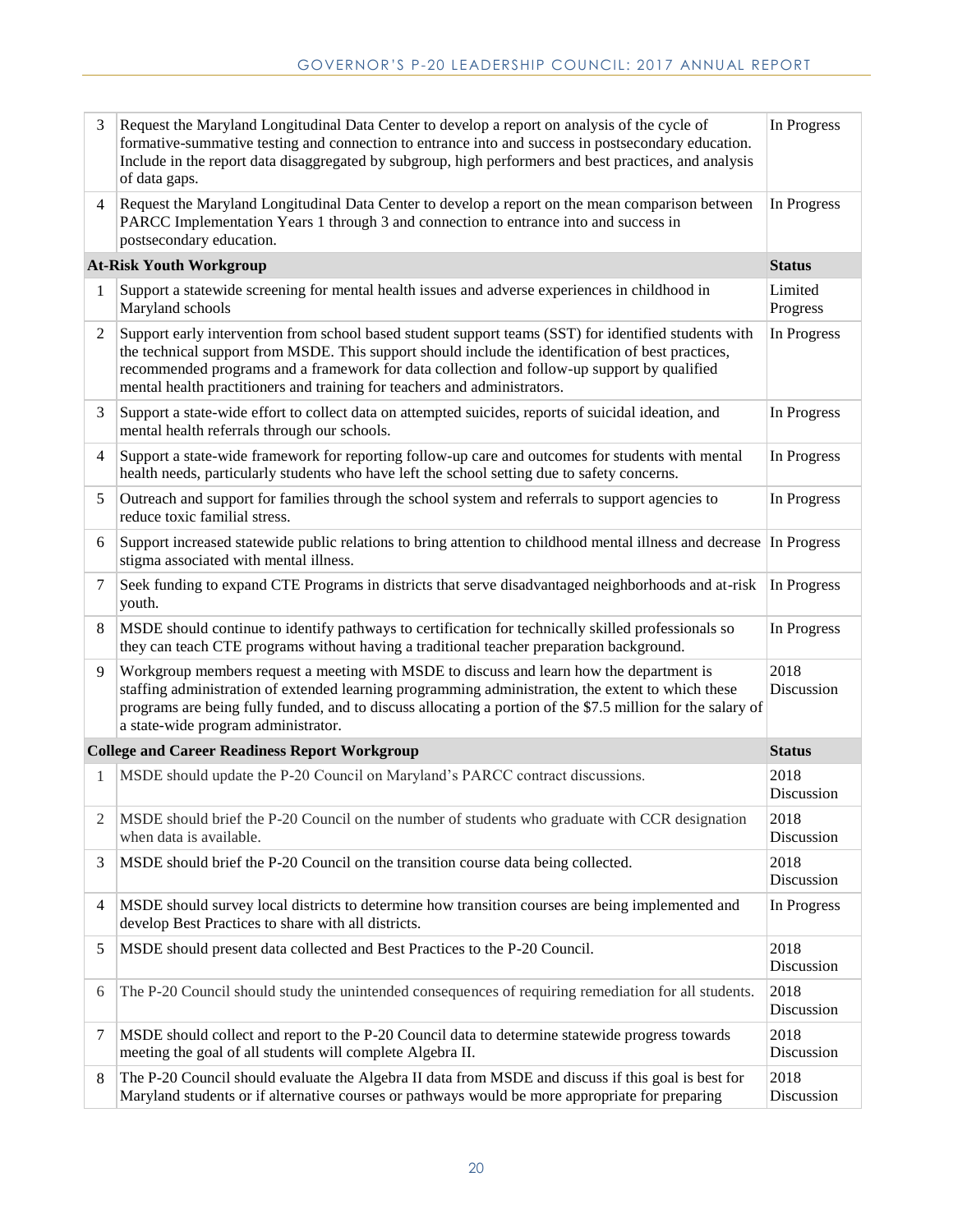| | | |
|---|---|---|
| 3 | Request the Maryland Longitudinal Data Center to develop a report on analysis of the cycle of formative-summative testing and connection to entrance into and success in postsecondary education. Include in the report data disaggregated by subgroup, high performers and best practices, and analysis of data gaps. | In Progress |
| 4 | Request the Maryland Longitudinal Data Center to develop a report on the mean comparison between PARCC Implementation Years 1 through 3 and connection to entrance into and success in postsecondary education. | In Progress |
| | **At-Risk Youth Workgroup** | **Status** |
| 1 | Support a statewide screening for mental health issues and adverse experiences in childhood in Maryland schools | Limited Progress |
| 2 | Support early intervention from school based student support teams (SST) for identified students with the technical support from MSDE. This support should include the identification of best practices, recommended programs and a framework for data collection and follow-up support by qualified mental health practitioners and training for teachers and administrators. | In Progress |
| 3 | Support a state-wide effort to collect data on attempted suicides, reports of suicidal ideation, and mental health referrals through our schools. | In Progress |
| 4 | Support a state-wide framework for reporting follow-up care and outcomes for students with mental health needs, particularly students who have left the school setting due to safety concerns. | In Progress |
| 5 | Outreach and support for families through the school system and referrals to support agencies to reduce toxic familial stress. | In Progress |
| 6 | Support increased statewide public relations to bring attention to childhood mental illness and decrease stigma associated with mental illness. | In Progress |
| 7 | Seek funding to expand CTE Programs in districts that serve disadvantaged neighborhoods and at-risk youth. | In Progress |
| 8 | MSDE should continue to identify pathways to certification for technically skilled professionals so they can teach CTE programs without having a traditional teacher preparation background. | In Progress |
| 9 | Workgroup members request a meeting with MSDE to discuss and learn how the department is staffing administration of extended learning programming administration, the extent to which these programs are being fully funded, and to discuss allocating a portion of the $7.5 million for the salary of a state-wide program administrator. | 2018 Discussion |
| | **College and Career Readiness Report Workgroup** | **Status** |
| 1 | MSDE should update the P-20 Council on Maryland's PARCC contract discussions. | 2018 Discussion |
| 2 | MSDE should brief the P-20 Council on the number of students who graduate with CCR designation when data is available. | 2018 Discussion |
| 3 | MSDE should brief the P-20 Council on the transition course data being collected. | 2018 Discussion |
| 4 | MSDE should survey local districts to determine how transition courses are being implemented and develop Best Practices to share with all districts. | In Progress |
| 5 | MSDE should present data collected and Best Practices to the P-20 Council. | 2018 Discussion |
| 6 | The P-20 Council should study the unintended consequences of requiring remediation for all students. | 2018 Discussion |
| 7 | MSDE should collect and report to the P-20 Council data to determine statewide progress towards meeting the goal of all students will complete Algebra II. | 2018 Discussion |
| 8 | The P-20 Council should evaluate the Algebra II data from MSDE and discuss if this goal is best for Maryland students or if alternative courses or pathways would be more appropriate for preparing | 2018 Discussion |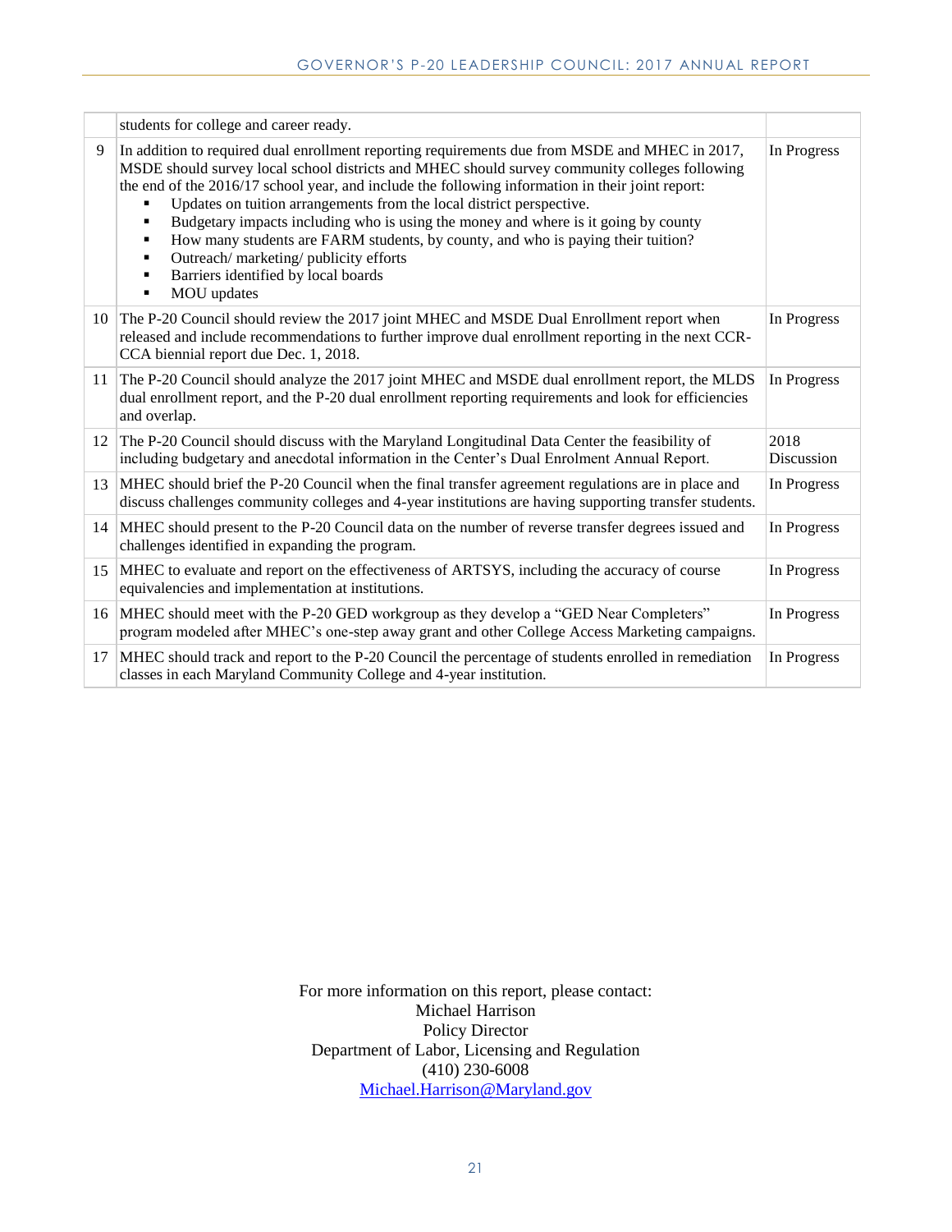| | | |
|---|---|---|
| | students for college and career ready. | |
| 9 | In addition to required dual enrollment reporting requirements due from MSDE and MHEC in 2017, MSDE should survey local school districts and MHEC should survey community colleges following the end of the 2016/17 school year, and include the following information in their joint report:<br>▪ Updates on tuition arrangements from the local district perspective.<br>▪ Budgetary impacts including who is using the money and where is it going by county<br>▪ How many students are FARM students, by county, and who is paying their tuition?<br>▪ Outreach/ marketing/ publicity efforts<br>▪ Barriers identified by local boards<br>▪ MOU updates | In Progress |
| 10 | The P-20 Council should review the 2017 joint MHEC and MSDE Dual Enrollment report when released and include recommendations to further improve dual enrollment reporting in the next CCR-CCA biennial report due Dec. 1, 2018. | In Progress |
| 11 | The P-20 Council should analyze the 2017 joint MHEC and MSDE dual enrollment report, the MLDS dual enrollment report, and the P-20 dual enrollment reporting requirements and look for efficiencies and overlap. | In Progress |
| 12 | The P-20 Council should discuss with the Maryland Longitudinal Data Center the feasibility of including budgetary and anecdotal information in the Center's Dual Enrolment Annual Report. | 2018 Discussion |
| 13 | MHEC should brief the P-20 Council when the final transfer agreement regulations are in place and discuss challenges community colleges and 4-year institutions are having supporting transfer students. | In Progress |
| 14 | MHEC should present to the P-20 Council data on the number of reverse transfer degrees issued and challenges identified in expanding the program. | In Progress |
| 15 | MHEC to evaluate and report on the effectiveness of ARTSYS, including the accuracy of course equivalencies and implementation at institutions. | In Progress |
| 16 | MHEC should meet with the P-20 GED workgroup as they develop a "GED Near Completers" program modeled after MHEC's one-step away grant and other College Access Marketing campaigns. | In Progress |
| 17 | MHEC should track and report to the P-20 Council the percentage of students enrolled in remediation classes in each Maryland Community College and 4-year institution. | In Progress |

For more information on this report, please contact:
Michael Harrison
Policy Director
Department of Labor, Licensing and Regulation
(410) 230-6008
Michael.Harrison@Maryland.gov